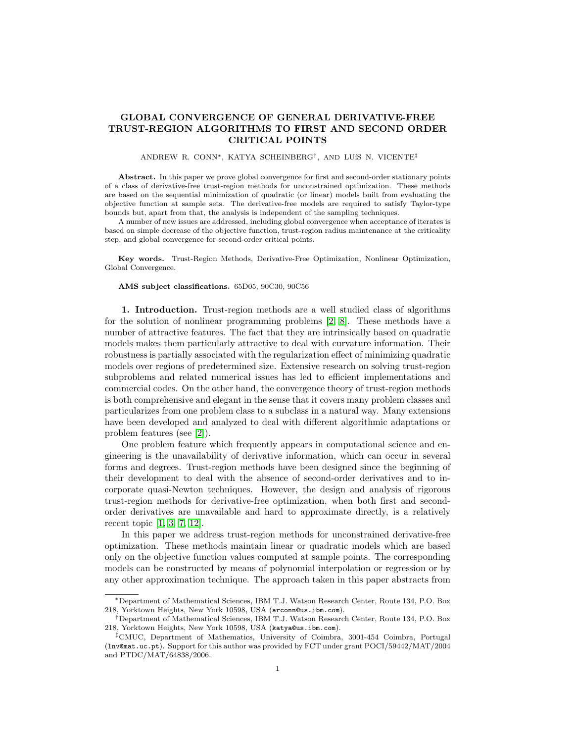# GLOBAL CONVERGENCE OF GENERAL DERIVATIVE-FREE TRUST-REGION ALGORITHMS TO FIRST AND SECOND ORDER CRITICAL POINTS

ANDREW R. CONN[*], KATYA SCHEINBERG[†], AND LUíS N. VICENTE[‡]

**Abstract.** In this paper we prove global convergence for first and second-order stationary points of a class of derivative-free trust-region methods for unconstrained optimization. These methods are based on the sequential minimization of quadratic (or linear) models built from evaluating the objective function at sample sets. The derivative-free models are required to satisfy Taylor-type bounds but, apart from that, the analysis is independent of the sampling techniques.

A number of new issues are addressed, including global convergence when acceptance of iterates is based on simple decrease of the objective function, trust-region radius maintenance at the criticality step, and global convergence for second-order critical points.

**Key words.** Trust-Region Methods, Derivative-Free Optimization, Nonlinear Optimization, Global Convergence.

**AMS subject classifications.** 65D05, 90C30, 90C56

## 1. Introduction.

Trust-region methods are a well studied class of algorithms for the solution of nonlinear programming problems [2, 8]. These methods have a number of attractive features. The fact that they are intrinsically based on quadratic models makes them particularly attractive to deal with curvature information. Their robustness is partially associated with the regularization effect of minimizing quadratic models over regions of predetermined size. Extensive research on solving trust-region subproblems and related numerical issues has led to efficient implementations and commercial codes. On the other hand, the convergence theory of trust-region methods is both comprehensive and elegant in the sense that it covers many problem classes and particularizes from one problem class to a subclass in a natural way. Many extensions have been developed and analyzed to deal with different algorithmic adaptations or problem features (see [2]).

One problem feature which frequently appears in computational science and engineering is the unavailability of derivative information, which can occur in several forms and degrees. Trust-region methods have been designed since the beginning of their development to deal with the absence of second-order derivatives and to incorporate quasi-Newton techniques. However, the design and analysis of rigorous trust-region methods for derivative-free optimization, when both first and second-order derivatives are unavailable and hard to approximate directly, is a relatively recent topic [1, 3, 7, 12].

In this paper we address trust-region methods for unconstrained derivative-free optimization. These methods maintain linear or quadratic models which are based only on the objective function values computed at sample points. The corresponding models can be constructed by means of polynomial interpolation or regression or by any other approximation technique. The approach taken in this paper abstracts from

---

[*]Department of Mathematical Sciences, IBM T.J. Watson Research Center, Route 134, P.O. Box 218, Yorktown Heights, New York 10598, USA (arconn@us.ibm.com).

[†]Department of Mathematical Sciences, IBM T.J. Watson Research Center, Route 134, P.O. Box 218, Yorktown Heights, New York 10598, USA (katya@us.ibm.com).

[‡]CMUC, Department of Mathematics, University of Coimbra, 3001-454 Coimbra, Portugal (lnv@mat.uc.pt). Support for this author was provided by FCT under grant POCI/59442/MAT/2004 and PTDC/MAT/64838/2006.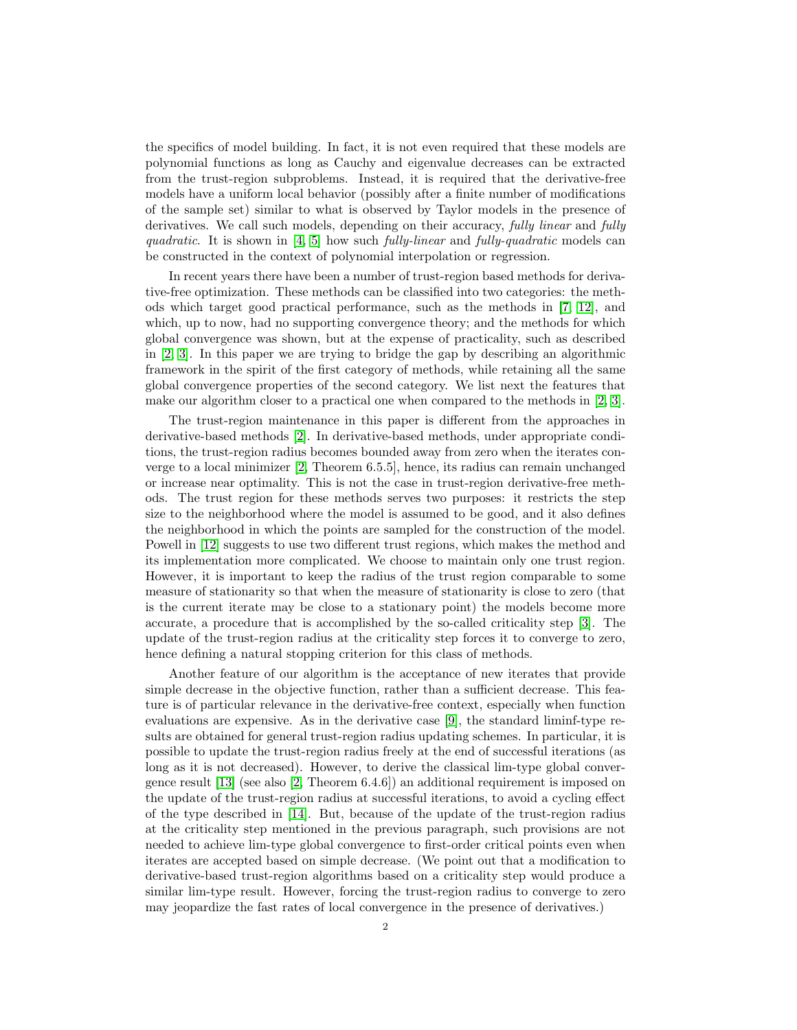the specifics of model building. In fact, it is not even required that these models are polynomial functions as long as Cauchy and eigenvalue decreases can be extracted from the trust-region subproblems. Instead, it is required that the derivative-free models have a uniform local behavior (possibly after a finite number of modifications of the sample set) similar to what is observed by Taylor models in the presence of derivatives. We call such models, depending on their accuracy, *fully linear* and *fully quadratic*. It is shown in [4, 5] how such *fully-linear* and *fully-quadratic* models can be constructed in the context of polynomial interpolation or regression.

In recent years there have been a number of trust-region based methods for derivative-free optimization. These methods can be classified into two categories: the methods which target good practical performance, such as the methods in [7, 12], and which, up to now, had no supporting convergence theory; and the methods for which global convergence was shown, but at the expense of practicality, such as described in [2, 3]. In this paper we are trying to bridge the gap by describing an algorithmic framework in the spirit of the first category of methods, while retaining all the same global convergence properties of the second category. We list next the features that make our algorithm closer to a practical one when compared to the methods in [2, 3].

The trust-region maintenance in this paper is different from the approaches in derivative-based methods [2]. In derivative-based methods, under appropriate conditions, the trust-region radius becomes bounded away from zero when the iterates converge to a local minimizer [2, Theorem 6.5.5], hence, its radius can remain unchanged or increase near optimality. This is not the case in trust-region derivative-free methods. The trust region for these methods serves two purposes: it restricts the step size to the neighborhood where the model is assumed to be good, and it also defines the neighborhood in which the points are sampled for the construction of the model. Powell in [12] suggests to use two different trust regions, which makes the method and its implementation more complicated. We choose to maintain only one trust region. However, it is important to keep the radius of the trust region comparable to some measure of stationarity so that when the measure of stationarity is close to zero (that is the current iterate may be close to a stationary point) the models become more accurate, a procedure that is accomplished by the so-called criticality step [3]. The update of the trust-region radius at the criticality step forces it to converge to zero, hence defining a natural stopping criterion for this class of methods.

Another feature of our algorithm is the acceptance of new iterates that provide simple decrease in the objective function, rather than a sufficient decrease. This feature is of particular relevance in the derivative-free context, especially when function evaluations are expensive. As in the derivative case [9], the standard liminf-type results are obtained for general trust-region radius updating schemes. In particular, it is possible to update the trust-region radius freely at the end of successful iterations (as long as it is not decreased). However, to derive the classical lim-type global convergence result [13] (see also [2, Theorem 6.4.6]) an additional requirement is imposed on the update of the trust-region radius at successful iterations, to avoid a cycling effect of the type described in [14]. But, because of the update of the trust-region radius at the criticality step mentioned in the previous paragraph, such provisions are not needed to achieve lim-type global convergence to first-order critical points even when iterates are accepted based on simple decrease. (We point out that a modification to derivative-based trust-region algorithms based on a criticality step would produce a similar lim-type result. However, forcing the trust-region radius to converge to zero may jeopardize the fast rates of local convergence in the presence of derivatives.)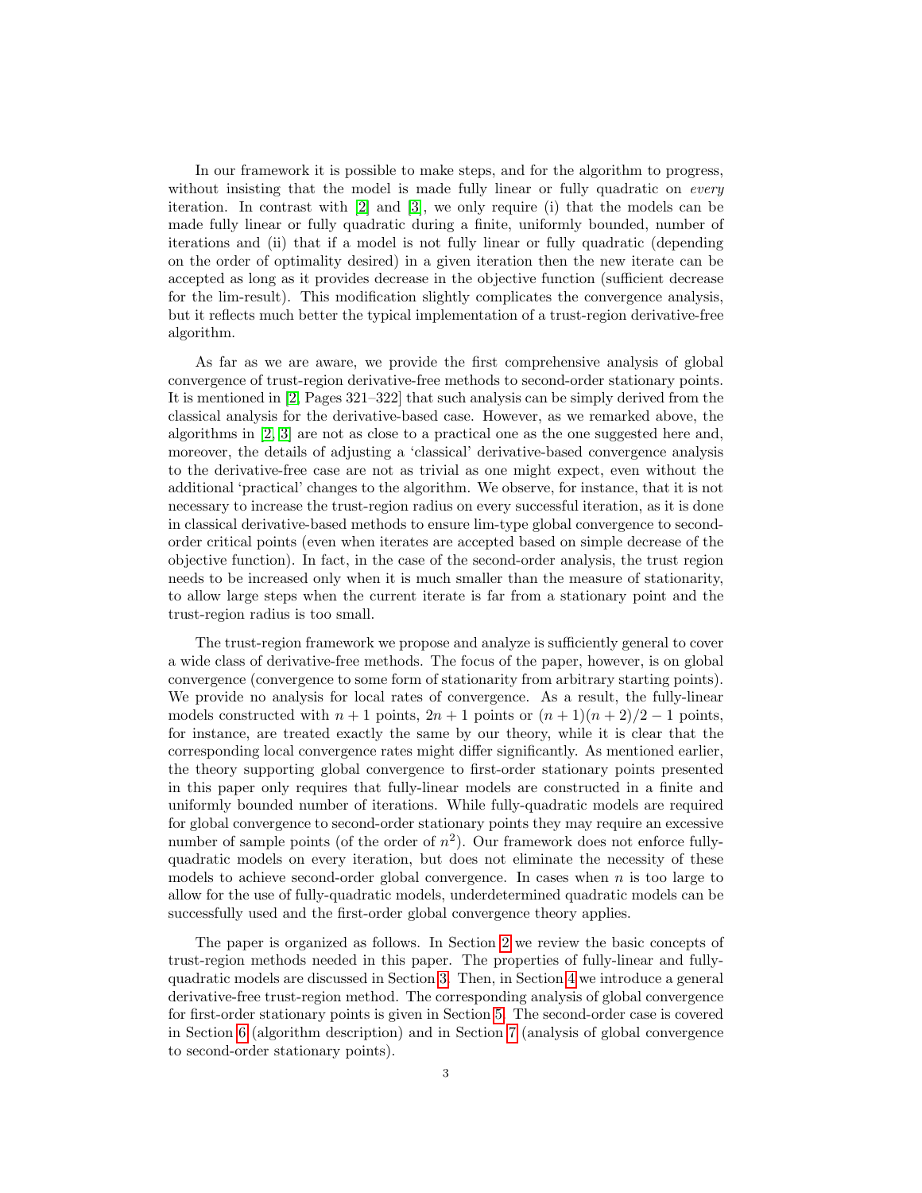In our framework it is possible to make steps, and for the algorithm to progress, without insisting that the model is made fully linear or fully quadratic on *every* iteration. In contrast with [2] and [3], we only require (i) that the models can be made fully linear or fully quadratic during a finite, uniformly bounded, number of iterations and (ii) that if a model is not fully linear or fully quadratic (depending on the order of optimality desired) in a given iteration then the new iterate can be accepted as long as it provides decrease in the objective function (sufficient decrease for the lim-result). This modification slightly complicates the convergence analysis, but it reflects much better the typical implementation of a trust-region derivative-free algorithm.

As far as we are aware, we provide the first comprehensive analysis of global convergence of trust-region derivative-free methods to second-order stationary points. It is mentioned in [2, Pages 321–322] that such analysis can be simply derived from the classical analysis for the derivative-based case. However, as we remarked above, the algorithms in [2, 3] are not as close to a practical one as the one suggested here and, moreover, the details of adjusting a 'classical' derivative-based convergence analysis to the derivative-free case are not as trivial as one might expect, even without the additional 'practical' changes to the algorithm. We observe, for instance, that it is not necessary to increase the trust-region radius on every successful iteration, as it is done in classical derivative-based methods to ensure lim-type global convergence to second-order critical points (even when iterates are accepted based on simple decrease of the objective function). In fact, in the case of the second-order analysis, the trust region needs to be increased only when it is much smaller than the measure of stationarity, to allow large steps when the current iterate is far from a stationary point and the trust-region radius is too small.

The trust-region framework we propose and analyze is sufficiently general to cover a wide class of derivative-free methods. The focus of the paper, however, is on global convergence (convergence to some form of stationarity from arbitrary starting points). We provide no analysis for local rates of convergence. As a result, the fully-linear models constructed with $n+1$ points, $2n+1$ points or $(n+1)(n+2)/2-1$ points, for instance, are treated exactly the same by our theory, while it is clear that the corresponding local convergence rates might differ significantly. As mentioned earlier, the theory supporting global convergence to first-order stationary points presented in this paper only requires that fully-linear models are constructed in a finite and uniformly bounded number of iterations. While fully-quadratic models are required for global convergence to second-order stationary points they may require an excessive number of sample points (of the order of $n^2$). Our framework does not enforce fully-quadratic models on every iteration, but does not eliminate the necessity of these models to achieve second-order global convergence. In cases when $n$ is too large to allow for the use of fully-quadratic models, underdetermined quadratic models can be successfully used and the first-order global convergence theory applies.

The paper is organized as follows. In Section 2 we review the basic concepts of trust-region methods needed in this paper. The properties of fully-linear and fully-quadratic models are discussed in Section 3. Then, in Section 4 we introduce a general derivative-free trust-region method. The corresponding analysis of global convergence for first-order stationary points is given in Section 5. The second-order case is covered in Section 6 (algorithm description) and in Section 7 (analysis of global convergence to second-order stationary points).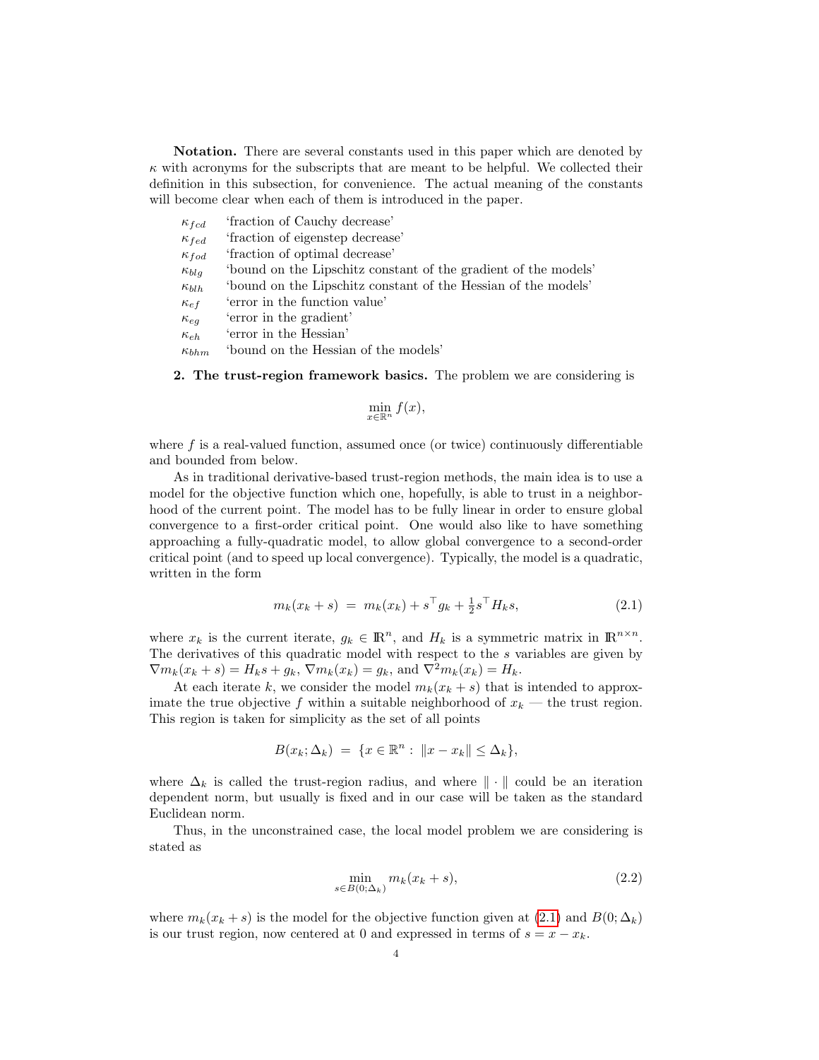**Notation.** There are several constants used in this paper which are denoted by $\kappa$ with acronyms for the subscripts that are meant to be helpful. We collected their definition in this subsection, for convenience. The actual meaning of the constants will become clear when each of them is introduced in the paper.

| | |
|---|---|
| $\kappa_{fcd}$ | 'fraction of Cauchy decrease' |
| $\kappa_{fed}$ | 'fraction of eigenstep decrease' |
| $\kappa_{fod}$ | 'fraction of optimal decrease' |
| $\kappa_{blg}$ | 'bound on the Lipschitz constant of the gradient of the models' |
| $\kappa_{blh}$ | 'bound on the Lipschitz constant of the Hessian of the models' |
| $\kappa_{ef}$ | 'error in the function value' |
| $\kappa_{eg}$ | 'error in the gradient' |
| $\kappa_{eh}$ | 'error in the Hessian' |
| $\kappa_{bhm}$ | 'bound on the Hessian of the models' |

## 2. The trust-region framework basics.

The problem we are considering is

$$\min_{x \in \mathbb{R}^n} f(x),$$

where $f$ is a real-valued function, assumed once (or twice) continuously differentiable and bounded from below.

As in traditional derivative-based trust-region methods, the main idea is to use a model for the objective function which one, hopefully, is able to trust in a neighborhood of the current point. The model has to be fully linear in order to ensure global convergence to a first-order critical point. One would also like to have something approaching a fully-quadratic model, to allow global convergence to a second-order critical point (and to speed up local convergence). Typically, the model is a quadratic, written in the form

$$m_k(x_k + s) \;=\; m_k(x_k) + s^\top g_k + \tfrac{1}{2} s^\top H_k s, \tag{2.1}$$

where $x_k$ is the current iterate, $g_k \in \mathbb{R}^n$, and $H_k$ is a symmetric matrix in $\mathbb{R}^{n \times n}$. The derivatives of this quadratic model with respect to the $s$ variables are given by $\nabla m_k(x_k + s) = H_k s + g_k$, $\nabla m_k(x_k) = g_k$, and $\nabla^2 m_k(x_k) = H_k$.

At each iterate $k$, we consider the model $m_k(x_k + s)$ that is intended to approximate the true objective $f$ within a suitable neighborhood of $x_k$ — the trust region. This region is taken for simplicity as the set of all points

$$B(x_k; \Delta_k) \;=\; \{x \in \mathbb{R}^n : \; \|x - x_k\| \leq \Delta_k\},$$

where $\Delta_k$ is called the trust-region radius, and where $\|\cdot\|$ could be an iteration dependent norm, but usually is fixed and in our case will be taken as the standard Euclidean norm.

Thus, in the unconstrained case, the local model problem we are considering is stated as

$$\min_{s \in B(0;\Delta_k)} m_k(x_k + s), \tag{2.2}$$

where $m_k(x_k + s)$ is the model for the objective function given at (2.1) and $B(0; \Delta_k)$ is our trust region, now centered at 0 and expressed in terms of $s = x - x_k$.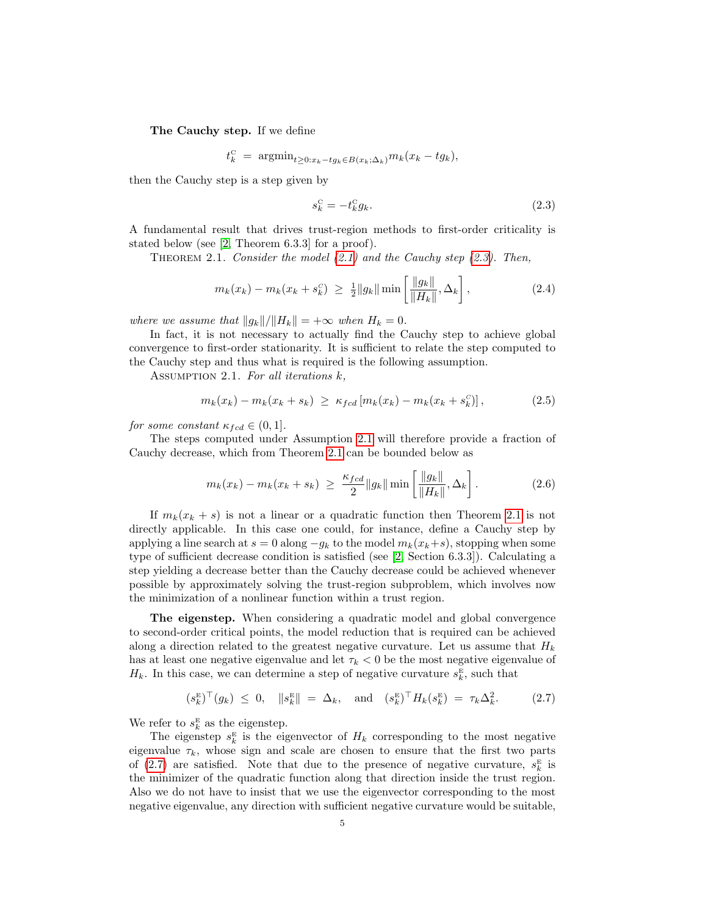**The Cauchy step.** If we define

$$t_k^{\rm C} \;=\; \operatorname{argmin}_{t \geq 0: x_k - t g_k \in B(x_k;\Delta_k)} m_k(x_k - t g_k),$$

then the Cauchy step is a step given by

$$s_k^{\rm C} = -t_k^{\rm C} g_k. \tag{2.3}$$

A fundamental result that drives trust-region methods to first-order criticality is stated below (see [2, Theorem 6.3.3] for a proof).

THEOREM 2.1. *Consider the model (2.1) and the Cauchy step (2.3). Then,*

$$m_k(x_k) - m_k(x_k + s_k^{\rm C}) \;\geq\; \tfrac{1}{2}\|g_k\| \min\left[\frac{\|g_k\|}{\|H_k\|}, \Delta_k\right], \tag{2.4}$$

*where we assume that $\|g_k\|/\|H_k\| = +\infty$ when $H_k = 0$.*

In fact, it is not necessary to actually find the Cauchy step to achieve global convergence to first-order stationarity. It is sufficient to relate the step computed to the Cauchy step and thus what is required is the following assumption.

ASSUMPTION 2.1. *For all iterations $k$,*

$$m_k(x_k) - m_k(x_k + s_k) \;\geq\; \kappa_{fcd}\left[m_k(x_k) - m_k(x_k + s_k^{\rm C})\right], \tag{2.5}$$

*for some constant $\kappa_{fcd} \in (0,1]$.*

The steps computed under Assumption 2.1 will therefore provide a fraction of Cauchy decrease, which from Theorem 2.1 can be bounded below as

$$m_k(x_k) - m_k(x_k + s_k) \;\geq\; \frac{\kappa_{fcd}}{2}\|g_k\| \min\left[\frac{\|g_k\|}{\|H_k\|}, \Delta_k\right]. \tag{2.6}$$

If $m_k(x_k + s)$ is not a linear or a quadratic function then Theorem 2.1 is not directly applicable. In this case one could, for instance, define a Cauchy step by applying a line search at $s = 0$ along $-g_k$ to the model $m_k(x_k + s)$, stopping when some type of sufficient decrease condition is satisfied (see [2, Section 6.3.3]). Calculating a step yielding a decrease better than the Cauchy decrease could be achieved whenever possible by approximately solving the trust-region subproblem, which involves now the minimization of a nonlinear function within a trust region.

**The eigenstep.** When considering a quadratic model and global convergence to second-order critical points, the model reduction that is required can be achieved along a direction related to the greatest negative curvature. Let us assume that $H_k$ has at least one negative eigenvalue and let $\tau_k < 0$ be the most negative eigenvalue of $H_k$. In this case, we can determine a step of negative curvature $s_k^{\rm E}$, such that

$$(s_k^{\rm E})^\top (g_k) \;\leq\; 0, \quad \|s_k^{\rm E}\| \;=\; \Delta_k, \quad \text{and} \quad (s_k^{\rm E})^\top H_k (s_k^{\rm E}) \;=\; \tau_k \Delta_k^2. \tag{2.7}$$

We refer to $s_k^{\rm E}$ as the eigenstep.

The eigenstep $s_k^{\rm E}$ is the eigenvector of $H_k$ corresponding to the most negative eigenvalue $\tau_k$, whose sign and scale are chosen to ensure that the first two parts of (2.7) are satisfied. Note that due to the presence of negative curvature, $s_k^{\rm E}$ is the minimizer of the quadratic function along that direction inside the trust region. Also we do not have to insist that we use the eigenvector corresponding to the most negative eigenvalue, any direction with sufficient negative curvature would be suitable,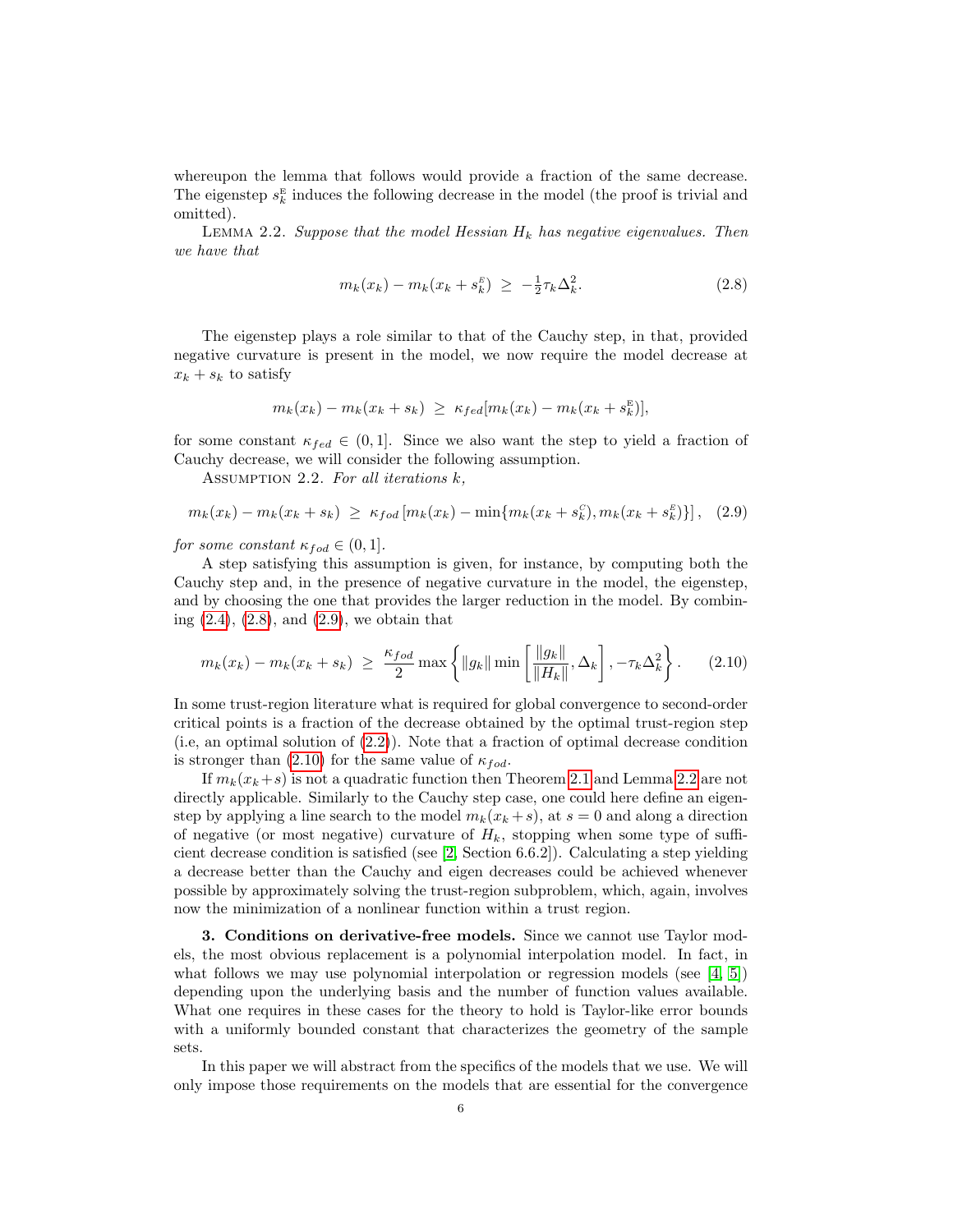whereupon the lemma that follows would provide a fraction of the same decrease. The eigenstep $s_k^{\mathrm{E}}$ induces the following decrease in the model (the proof is trivial and omitted).

Lemma 2.2. *Suppose that the model Hessian $H_k$ has negative eigenvalues. Then we have that*

$$m_k(x_k) - m_k(x_k + s_k^{\scriptscriptstyle E}) \;\geq\; -\tfrac{1}{2}\tau_k \Delta_k^2. \tag{2.8}$$

The eigenstep plays a role similar to that of the Cauchy step, in that, provided negative curvature is present in the model, we now require the model decrease at $x_k + s_k$ to satisfy

$$m_k(x_k) - m_k(x_k + s_k) \;\geq\; \kappa_{fed}[m_k(x_k) - m_k(x_k + s_k^{\mathrm{E}})],$$

for some constant $\kappa_{fed} \in (0, 1]$. Since we also want the step to yield a fraction of Cauchy decrease, we will consider the following assumption.

Assumption 2.2. *For all iterations $k$,*

$$m_k(x_k) - m_k(x_k + s_k) \;\geq\; \kappa_{fod}\left[m_k(x_k) - \min\{m_k(x_k + s_k^{\scriptscriptstyle C}), m_k(x_k + s_k^{\scriptscriptstyle E})\}\right], \tag{2.9}$$

*for some constant $\kappa_{fod} \in (0, 1]$.*

A step satisfying this assumption is given, for instance, by computing both the Cauchy step and, in the presence of negative curvature in the model, the eigenstep, and by choosing the one that provides the larger reduction in the model. By combining (2.4), (2.8), and (2.9), we obtain that

$$m_k(x_k) - m_k(x_k + s_k) \;\geq\; \frac{\kappa_{fod}}{2} \max\left\{\|g_k\| \min\left[\frac{\|g_k\|}{\|H_k\|}, \Delta_k\right], -\tau_k \Delta_k^2\right\}. \tag{2.10}$$

In some trust-region literature what is required for global convergence to second-order critical points is a fraction of the decrease obtained by the optimal trust-region step (i.e, an optimal solution of (2.2)). Note that a fraction of optimal decrease condition is stronger than (2.10) for the same value of $\kappa_{fod}$.

If $m_k(x_k + s)$ is not a quadratic function then Theorem 2.1 and Lemma 2.2 are not directly applicable. Similarly to the Cauchy step case, one could here define an eigenstep by applying a line search to the model $m_k(x_k + s)$, at $s = 0$ and along a direction of negative (or most negative) curvature of $H_k$, stopping when some type of sufficient decrease condition is satisfied (see [2, Section 6.6.2]). Calculating a step yielding a decrease better than the Cauchy and eigen decreases could be achieved whenever possible by approximately solving the trust-region subproblem, which, again, involves now the minimization of a nonlinear function within a trust region.

**3. Conditions on derivative-free models.** Since we cannot use Taylor models, the most obvious replacement is a polynomial interpolation model. In fact, in what follows we may use polynomial interpolation or regression models (see [4, 5]) depending upon the underlying basis and the number of function values available. What one requires in these cases for the theory to hold is Taylor-like error bounds with a uniformly bounded constant that characterizes the geometry of the sample sets.

In this paper we will abstract from the specifics of the models that we use. We will only impose those requirements on the models that are essential for the convergence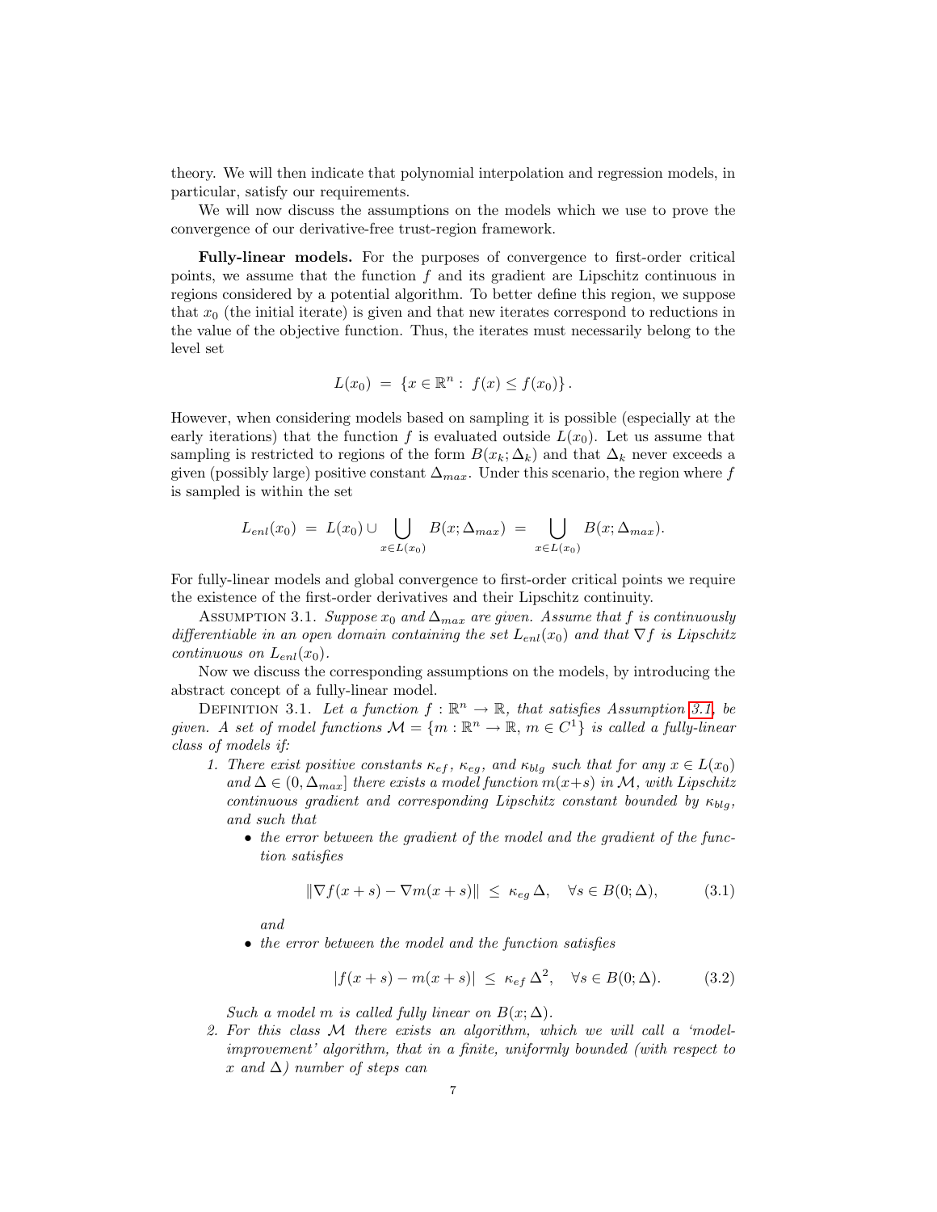theory. We will then indicate that polynomial interpolation and regression models, in particular, satisfy our requirements.

We will now discuss the assumptions on the models which we use to prove the convergence of our derivative-free trust-region framework.

**Fully-linear models.** For the purposes of convergence to first-order critical points, we assume that the function $f$ and its gradient are Lipschitz continuous in regions considered by a potential algorithm. To better define this region, we suppose that $x_0$ (the initial iterate) is given and that new iterates correspond to reductions in the value of the objective function. Thus, the iterates must necessarily belong to the level set

$$L(x_0) \;=\; \{x \in \mathbb{R}^n : \; f(x) \leq f(x_0)\}.$$

However, when considering models based on sampling it is possible (especially at the early iterations) that the function $f$ is evaluated outside $L(x_0)$. Let us assume that sampling is restricted to regions of the form $B(x_k; \Delta_k)$ and that $\Delta_k$ never exceeds a given (possibly large) positive constant $\Delta_{max}$. Under this scenario, the region where $f$ is sampled is within the set

$$L_{enl}(x_0) \;=\; L(x_0) \cup \bigcup_{x \in L(x_0)} B(x; \Delta_{max}) \;=\; \bigcup_{x \in L(x_0)} B(x; \Delta_{max}).$$

For fully-linear models and global convergence to first-order critical points we require the existence of the first-order derivatives and their Lipschitz continuity.

Assumption 3.1. *Suppose $x_0$ and $\Delta_{max}$ are given. Assume that $f$ is continuously differentiable in an open domain containing the set $L_{enl}(x_0)$ and that $\nabla f$ is Lipschitz continuous on $L_{enl}(x_0)$.*

Now we discuss the corresponding assumptions on the models, by introducing the abstract concept of a fully-linear model.

Definition 3.1. *Let a function $f : \mathbb{R}^n \to \mathbb{R}$, that satisfies Assumption 3.1, be given. A set of model functions $\mathcal{M} = \{m : \mathbb{R}^n \to \mathbb{R}, \, m \in C^1\}$ is called a fully-linear class of models if:*

1. *There exist positive constants $\kappa_{ef}$, $\kappa_{eg}$, and $\kappa_{blg}$ such that for any $x \in L(x_0)$ and $\Delta \in (0, \Delta_{max}]$ there exists a model function $m(x+s)$ in $\mathcal{M}$, with Lipschitz continuous gradient and corresponding Lipschitz constant bounded by $\kappa_{blg}$, and such that*
   - *the error between the gradient of the model and the gradient of the function satisfies*

   $$\|\nabla f(x+s) - \nabla m(x+s)\| \;\leq\; \kappa_{eg}\, \Delta, \quad \forall s \in B(0; \Delta), \tag{3.1}$$

   *and*
   - *the error between the model and the function satisfies*

   $$|f(x+s) - m(x+s)| \;\leq\; \kappa_{ef}\, \Delta^2, \quad \forall s \in B(0; \Delta). \tag{3.2}$$

   *Such a model $m$ is called fully linear on $B(x; \Delta)$.*
2. *For this class $\mathcal{M}$ there exists an algorithm, which we will call a 'model-improvement' algorithm, that in a finite, uniformly bounded (with respect to $x$ and $\Delta$) number of steps can*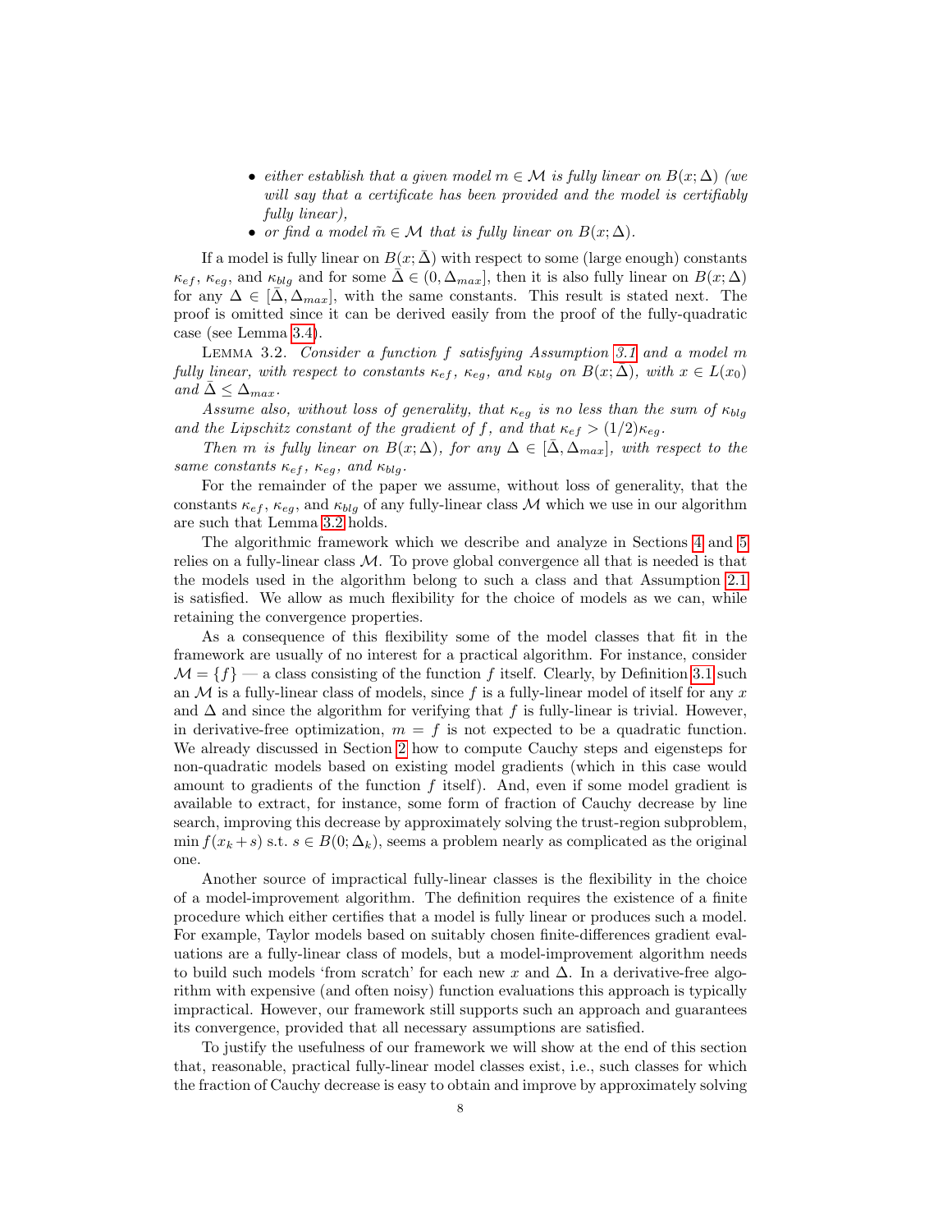- *either establish that a given model $m \in \mathcal{M}$ is fully linear on $B(x;\Delta)$ (we will say that a certificate has been provided and the model is certifiably fully linear),*
- *or find a model $\tilde{m} \in \mathcal{M}$ that is fully linear on $B(x;\Delta)$.*

If a model is fully linear on $B(x;\bar{\Delta})$ with respect to some (large enough) constants $\kappa_{ef}$, $\kappa_{eg}$, and $\kappa_{blg}$ and for some $\bar{\Delta} \in (0, \Delta_{max}]$, then it is also fully linear on $B(x;\Delta)$ for any $\Delta \in [\bar{\Delta}, \Delta_{max}]$, with the same constants. This result is stated next. The proof is omitted since it can be derived easily from the proof of the fully-quadratic case (see Lemma 3.4).

Lemma 3.2. *Consider a function $f$ satisfying Assumption 3.1 and a model $m$ fully linear, with respect to constants $\kappa_{ef}$, $\kappa_{eg}$, and $\kappa_{blg}$ on $B(x;\bar{\Delta})$, with $x \in L(x_0)$ and $\bar{\Delta} \le \Delta_{max}$.*

*Assume also, without loss of generality, that $\kappa_{eg}$ is no less than the sum of $\kappa_{blg}$ and the Lipschitz constant of the gradient of $f$, and that $\kappa_{ef} > (1/2)\kappa_{eg}$.*

*Then $m$ is fully linear on $B(x;\Delta)$, for any $\Delta \in [\bar{\Delta}, \Delta_{max}]$, with respect to the same constants $\kappa_{ef}$, $\kappa_{eg}$, and $\kappa_{blg}$.*

For the remainder of the paper we assume, without loss of generality, that the constants $\kappa_{ef}$, $\kappa_{eg}$, and $\kappa_{blg}$ of any fully-linear class $\mathcal{M}$ which we use in our algorithm are such that Lemma 3.2 holds.

The algorithmic framework which we describe and analyze in Sections 4 and 5 relies on a fully-linear class $\mathcal{M}$. To prove global convergence all that is needed is that the models used in the algorithm belong to such a class and that Assumption 2.1 is satisfied. We allow as much flexibility for the choice of models as we can, while retaining the convergence properties.

As a consequence of this flexibility some of the model classes that fit in the framework are usually of no interest for a practical algorithm. For instance, consider $\mathcal{M} = \{f\}$ — a class consisting of the function $f$ itself. Clearly, by Definition 3.1 such an $\mathcal{M}$ is a fully-linear class of models, since $f$ is a fully-linear model of itself for each $x$ and $\Delta$ and since the algorithm for verifying that $f$ is fully-linear is trivial. However, in derivative-free optimization, $m = f$ is not expected to be a quadratic function. We already discussed in Section 2 how to compute Cauchy steps and eigensteps for non-quadratic models based on existing model gradients (which in this case would amount to gradients of the function $f$ itself). And, even if some model gradient is available to extract, for instance, some form of fraction of Cauchy decrease by line search, improving this decrease by approximately solving the trust-region subproblem, $\min f(x_k + s)$ s.t. $s \in B(0;\Delta_k)$, seems a problem nearly as complicated as the original one.

Another source of impractical fully-linear classes is the flexibility in the choice of a model-improvement algorithm. The definition requires the existence of a finite procedure which either certifies that a model is fully linear or produces such a model. For example, Taylor models based on suitably chosen finite-differences gradient evaluations are a fully-linear class of models, but a model-improvement algorithm needs to build such models 'from scratch' for each new $x$ and $\Delta$. In a derivative-free algorithm with expensive (and often noisy) function evaluations this approach is typically impractical. However, our framework still supports such an approach and guarantees its convergence, provided that all necessary assumptions are satisfied.

To justify the usefulness of our framework we will show at the end of this section that, reasonable, practical fully-linear model classes exist, i.e., such classes for which the fraction of Cauchy decrease is easy to obtain and improve by approximately solving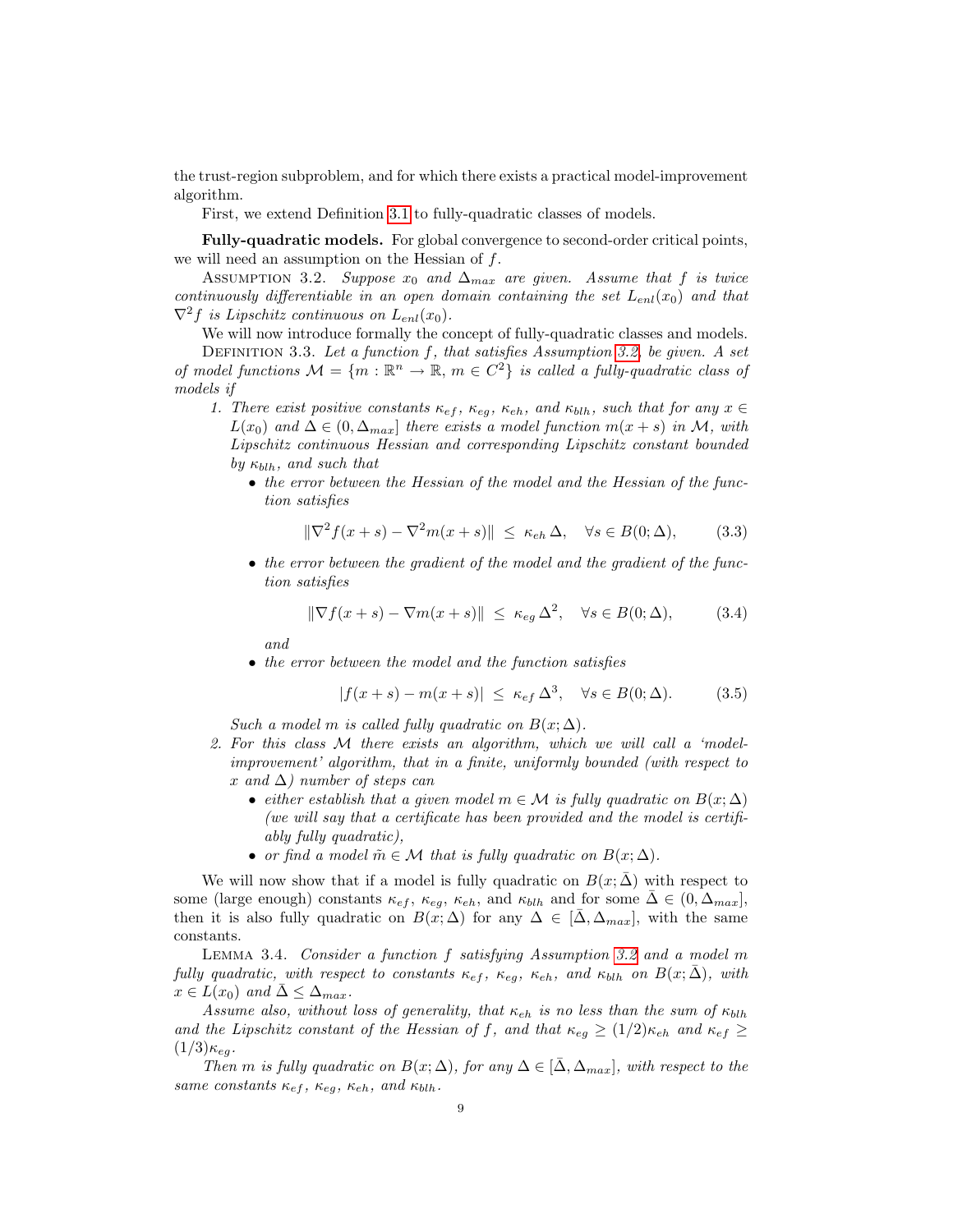the trust-region subproblem, and for which there exists a practical model-improvement algorithm.

First, we extend Definition 3.1 to fully-quadratic classes of models.

**Fully-quadratic models.** For global convergence to second-order critical points, we will need an assumption on the Hessian of $f$.

Assumption 3.2. *Suppose $x_0$ and $\Delta_{max}$ are given. Assume that $f$ is twice continuously differentiable in an open domain containing the set $L_{enl}(x_0)$ and that $\nabla^2 f$ is Lipschitz continuous on $L_{enl}(x_0)$.*

We will now introduce formally the concept of fully-quadratic classes and models.

Definition 3.3. *Let a function $f$, that satisfies Assumption 3.2, be given. A set of model functions $\mathcal{M} = \{m : \mathbb{R}^n \to \mathbb{R},\ m \in C^2\}$ is called a fully-quadratic class of models if*

1. *There exist positive constants $\kappa_{ef}$, $\kappa_{eg}$, $\kappa_{eh}$, and $\kappa_{blh}$, such that for any $x \in L(x_0)$ and $\Delta \in (0, \Delta_{max}]$ there exists a model function $m(x+s)$ in $\mathcal{M}$, with Lipschitz continuous Hessian and corresponding Lipschitz constant bounded by $\kappa_{blh}$, and such that*
   - *the error between the Hessian of the model and the Hessian of the function satisfies*
   $$\|\nabla^2 f(x+s) - \nabla^2 m(x+s)\| \;\leq\; \kappa_{eh}\, \Delta, \quad \forall s \in B(0;\Delta), \tag{3.3}$$
   - *the error between the gradient of the model and the gradient of the function satisfies*
   $$\|\nabla f(x+s) - \nabla m(x+s)\| \;\leq\; \kappa_{eg}\, \Delta^2, \quad \forall s \in B(0;\Delta), \tag{3.4}$$
   *and*
   - *the error between the model and the function satisfies*
   $$|f(x+s) - m(x+s)| \;\leq\; \kappa_{ef}\, \Delta^3, \quad \forall s \in B(0;\Delta). \tag{3.5}$$

   *Such a model $m$ is called fully quadratic on $B(x;\Delta)$.*
2. *For this class $\mathcal{M}$ there exists an algorithm, which we will call a 'model-improvement' algorithm, that in a finite, uniformly bounded (with respect to $x$ and $\Delta$) number of steps can*
   - *either establish that a given model $m \in \mathcal{M}$ is fully quadratic on $B(x;\Delta)$ (we will say that a certificate has been provided and the model is certifiably fully quadratic),*
   - *or find a model $\tilde{m} \in \mathcal{M}$ that is fully quadratic on $B(x;\Delta)$.*

We will now show that if a model is fully quadratic on $B(x;\bar{\Delta})$ with respect to some (large enough) constants $\kappa_{ef}$, $\kappa_{eg}$, $\kappa_{eh}$, and $\kappa_{blh}$ and for some $\bar{\Delta} \in (0, \Delta_{max}]$, then it is also fully quadratic on $B(x;\Delta)$ for any $\Delta \in [\bar{\Delta}, \Delta_{max}]$, with the same constants.

Lemma 3.4. *Consider a function $f$ satisfying Assumption 3.2 and a model $m$ fully quadratic, with respect to constants $\kappa_{ef}$, $\kappa_{eg}$, $\kappa_{eh}$, and $\kappa_{blh}$ on $B(x;\bar{\Delta})$, with $x \in L(x_0)$ and $\bar{\Delta} \leq \Delta_{max}$.*

*Assume also, without loss of generality, that $\kappa_{eh}$ is no less than the sum of $\kappa_{blh}$ and the Lipschitz constant of the Hessian of $f$, and that $\kappa_{eg} \geq (1/2)\kappa_{eh}$ and $\kappa_{ef} \geq (1/3)\kappa_{eg}$.*

*Then $m$ is fully quadratic on $B(x;\Delta)$, for any $\Delta \in [\bar{\Delta}, \Delta_{max}]$, with respect to the same constants $\kappa_{ef}$, $\kappa_{eg}$, $\kappa_{eh}$, and $\kappa_{blh}$.*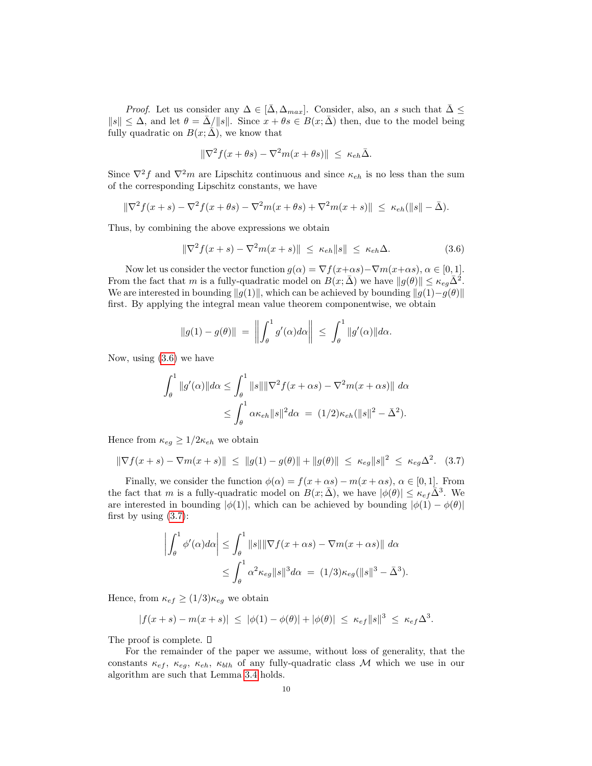*Proof.* Let us consider any $\Delta \in [\bar{\Delta}, \Delta_{max}]$. Consider, also, an $s$ such that $\bar{\Delta} \le \|s\| \le \Delta$, and let $\theta = \bar{\Delta}/\|s\|$. Since $x + \theta s \in B(x; \bar{\Delta})$ then, due to the model being fully quadratic on $B(x; \bar{\Delta})$, we know that

$$\|\nabla^2 f(x + \theta s) - \nabla^2 m(x + \theta s)\| \;\le\; \kappa_{eh} \bar{\Delta}.$$

Since $\nabla^2 f$ and $\nabla^2 m$ are Lipschitz continuous and since $\kappa_{eh}$ is no less than the sum of the corresponding Lipschitz constants, we have

$$\|\nabla^2 f(x + s) - \nabla^2 f(x + \theta s) - \nabla^2 m(x + \theta s) + \nabla^2 m(x + s)\| \;\le\; \kappa_{eh}(\|s\| - \bar{\Delta}).$$

Thus, by combining the above expressions we obtain

$$\|\nabla^2 f(x + s) - \nabla^2 m(x + s)\| \;\le\; \kappa_{eh}\|s\| \;\le\; \kappa_{eh}\Delta. \tag{3.6}$$

Now let us consider the vector function $g(\alpha) = \nabla f(x+\alpha s) - \nabla m(x+\alpha s)$, $\alpha \in [0, 1]$. From the fact that $m$ is a fully-quadratic model on $B(x; \bar{\Delta})$ we have $\|g(\theta)\| \le \kappa_{eg}\bar{\Delta}^2$. We are interested in bounding $\|g(1)\|$, which can be achieved by bounding $\|g(1)-g(\theta)\|$ first. By applying the integral mean value theorem componentwise, we obtain

$$\|g(1) - g(\theta)\| \;=\; \left\| \int_\theta^1 g'(\alpha) d\alpha \right\| \;\le\; \int_\theta^1 \|g'(\alpha)\| d\alpha.$$

Now, using (3.6) we have

$$\begin{aligned}\int_\theta^1 \|g'(\alpha)\| d\alpha &\le \int_\theta^1 \|s\| \|\nabla^2 f(x + \alpha s) - \nabla^2 m(x + \alpha s)\| \; d\alpha \\ &\le \int_\theta^1 \alpha \kappa_{eh} \|s\|^2 d\alpha \;=\; (1/2)\kappa_{eh}(\|s\|^2 - \bar{\Delta}^2).\end{aligned}$$

Hence from $\kappa_{eg} \ge 1/2\kappa_{eh}$ we obtain

$$\|\nabla f(x + s) - \nabla m(x + s)\| \;\le\; \|g(1) - g(\theta)\| + \|g(\theta)\| \;\le\; \kappa_{eg}\|s\|^2 \;\le\; \kappa_{eg}\Delta^2. \tag{3.7}$$

Finally, we consider the function $\phi(\alpha) = f(x + \alpha s) - m(x + \alpha s)$, $\alpha \in [0, 1]$. From the fact that $m$ is a fully-quadratic model on $B(x; \bar{\Delta})$, we have $|\phi(\theta)| \le \kappa_{ef}\bar{\Delta}^3$. We are interested in bounding $|\phi(1)|$, which can be achieved by bounding $|\phi(1) - \phi(\theta)|$ first by using (3.7):

$$\begin{aligned}\left| \int_\theta^1 \phi'(\alpha) d\alpha \right| &\le \int_\theta^1 \|s\| \|\nabla f(x + \alpha s) - \nabla m(x + \alpha s)\| \; d\alpha \\ &\le \int_\theta^1 \alpha^2 \kappa_{eg} \|s\|^3 d\alpha \;=\; (1/3)\kappa_{eg}(\|s\|^3 - \bar{\Delta}^3).\end{aligned}$$

Hence, from $\kappa_{ef} \ge (1/3)\kappa_{eg}$ we obtain

$$|f(x + s) - m(x + s)| \;\le\; |\phi(1) - \phi(\theta)| + |\phi(\theta)| \;\le\; \kappa_{ef}\|s\|^3 \;\le\; \kappa_{ef}\Delta^3.$$

The proof is complete. ☐

For the remainder of the paper we assume, without loss of generality, that the constants $\kappa_{ef}$, $\kappa_{eg}$, $\kappa_{eh}$, $\kappa_{blh}$ of any fully-quadratic class $\mathcal{M}$ which we use in our algorithm are such that Lemma 3.4 holds.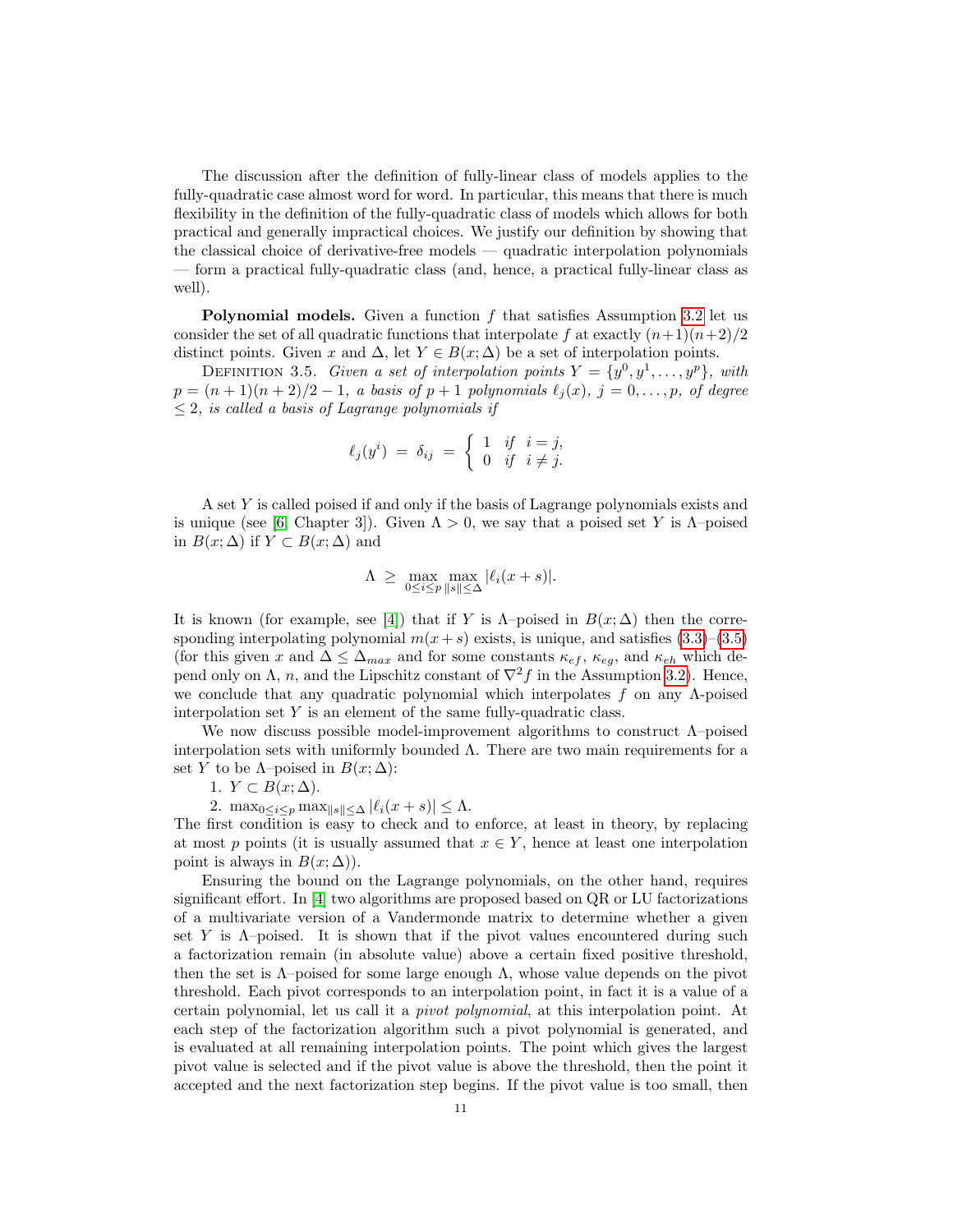The discussion after the definition of fully-linear class of models applies to the fully-quadratic case almost word for word. In particular, this means that there is much flexibility in the definition of the fully-quadratic class of models which allows for both practical and generally impractical choices. We justify our definition by showing that the classical choice of derivative-free models — quadratic interpolation polynomials — form a practical fully-quadratic class (and, hence, a practical fully-linear class as well).

**Polynomial models.** Given a function $f$ that satisfies Assumption 3.2 let us consider the set of all quadratic functions that interpolate $f$ at exactly $(n+1)(n+2)/2$ distinct points. Given $x$ and $\Delta$, let $Y \in B(x;\Delta)$ be a set of interpolation points.

DEFINITION 3.5. *Given a set of interpolation points $Y = \{y^0, y^1, \ldots, y^p\}$, with $p = (n+1)(n+2)/2 - 1$, a basis of $p+1$ polynomials $\ell_j(x)$, $j = 0, \ldots, p$, of degree $\leq 2$, is called a basis of Lagrange polynomials if*

$$\ell_j(y^i) \;=\; \delta_{ij} \;=\; \left\{ \begin{array}{ll} 1 & \text{if} \;\; i = j, \\ 0 & \text{if} \;\; i \neq j. \end{array} \right.$$

A set $Y$ is called poised if and only if the basis of Lagrange polynomials exists and is unique (see [6, Chapter 3]). Given $\Lambda > 0$, we say that a poised set $Y$ is $\Lambda$–poised in $B(x;\Delta)$ if $Y \subset B(x;\Delta)$ and

$$\Lambda \;\geq\; \max_{0 \leq i \leq p} \max_{\|s\| \leq \Delta} |\ell_i(x+s)|.$$

It is known (for example, see [4]) that if $Y$ is $\Lambda$–poised in $B(x;\Delta)$ then the corresponding interpolating polynomial $m(x+s)$ exists, is unique, and satisfies (3.3)–(3.5) (for this given $x$ and $\Delta \leq \Delta_{max}$ and for some constants $\kappa_{ef}$, $\kappa_{eg}$, and $\kappa_{eh}$ which depend only on $\Lambda$, $n$, and the Lipschitz constant of $\nabla^2 f$ in the Assumption 3.2). Hence, we conclude that any quadratic polynomial which interpolates $f$ on any $\Lambda$-poised interpolation set $Y$ is an element of the same fully-quadratic class.

We now discuss possible model-improvement algorithms to construct $\Lambda$–poised interpolation sets with uniformly bounded $\Lambda$. There are two main requirements for a set $Y$ to be $\Lambda$–poised in $B(x;\Delta)$:

1. $Y \subset B(x;\Delta)$.
2. $\max_{0 \leq i \leq p} \max_{\|s\| \leq \Delta} |\ell_i(x+s)| \leq \Lambda$.

The first condition is easy to check and to enforce, at least in theory, by replacing at most $p$ points (it is usually assumed that $x \in Y$, hence at least one interpolation point is always in $B(x;\Delta)$).

Ensuring the bound on the Lagrange polynomials, on the other hand, requires significant effort. In [4] two algorithms are proposed based on QR or LU factorizations of a multivariate version of a Vandermonde matrix to determine whether a given set $Y$ is $\Lambda$–poised. It is shown that if the pivot values encountered during such a factorization remain (in absolute value) above a certain fixed positive threshold, then the set is $\Lambda$–poised for some large enough $\Lambda$, whose value depends on the pivot threshold. Each pivot corresponds to an interpolation point, in fact it is a value of a certain polynomial, let us call it a *pivot polynomial*, at this interpolation point. At each step of the factorization algorithm such a pivot polynomial is generated, and is evaluated at all remaining interpolation points. The point which gives the largest pivot value is selected and if the pivot value is above the threshold, then the point it accepted and the next factorization step begins. If the pivot value is too small, then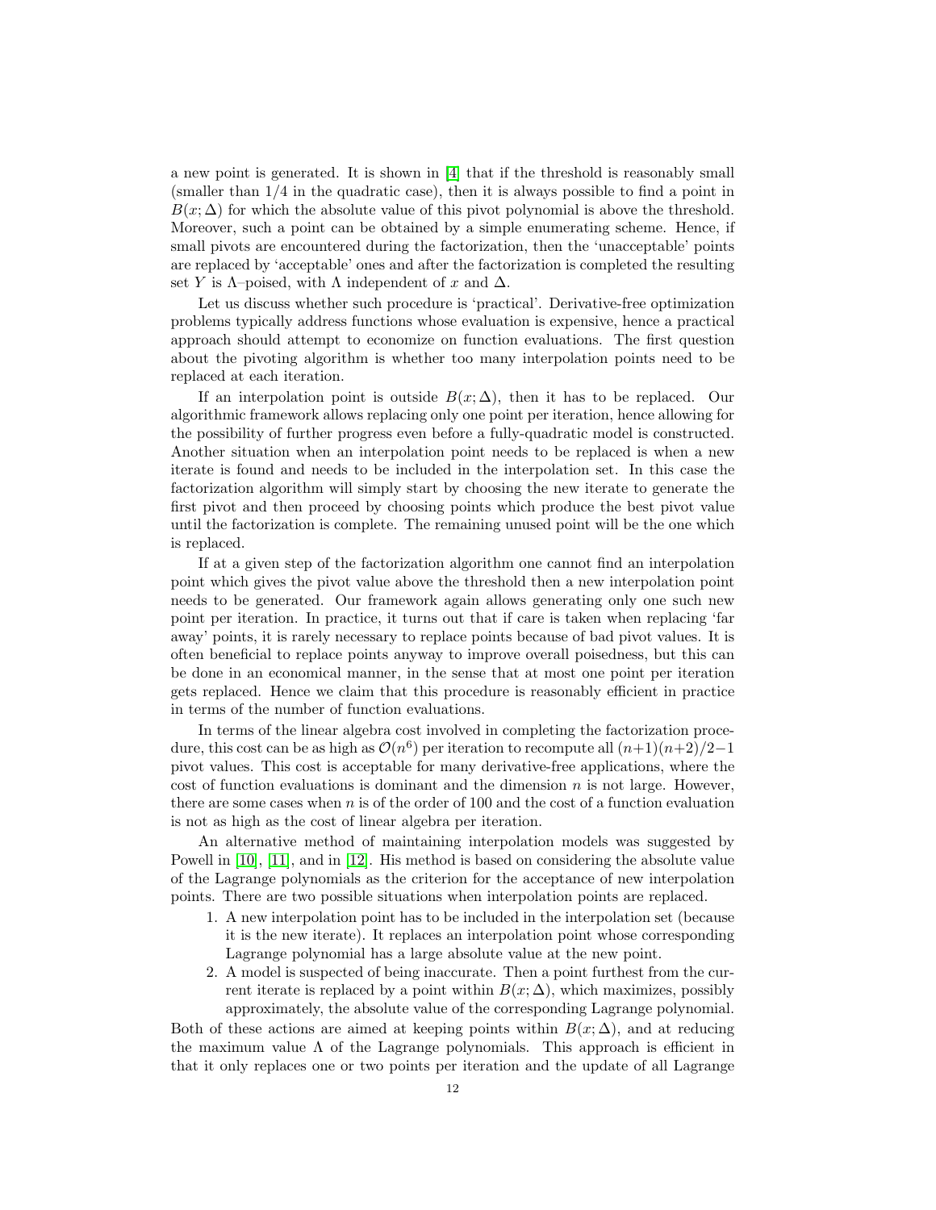a new point is generated. It is shown in [4] that if the threshold is reasonably small (smaller than $1/4$ in the quadratic case), then it is always possible to find a point in $B(x;\Delta)$ for which the absolute value of this pivot polynomial is above the threshold. Moreover, such a point can be obtained by a simple enumerating scheme. Hence, if small pivots are encountered during the factorization, then the 'unacceptable' points are replaced by 'acceptable' ones and after the factorization is completed the resulting set $Y$ is $\Lambda$–poised, with $\Lambda$ independent of $x$ and $\Delta$.

Let us discuss whether such procedure is 'practical'. Derivative-free optimization problems typically address functions whose evaluation is expensive, hence a practical approach should attempt to economize on function evaluations. The first question about the pivoting algorithm is whether too many interpolation points need to be replaced at each iteration.

If an interpolation point is outside $B(x;\Delta)$, then it has to be replaced. Our algorithmic framework allows replacing only one point per iteration, hence allowing for the possibility of further progress even before a fully-quadratic model is constructed. Another situation when an interpolation point needs to be replaced is when a new iterate is found and needs to be included in the interpolation set. In this case the factorization algorithm will simply start by choosing the new iterate to generate the first pivot and then proceed by choosing points which produce the best pivot value until the factorization is complete. The remaining unused point will be the one which is replaced.

If at a given step of the factorization algorithm one cannot find an interpolation point which gives the pivot value above the threshold then a new interpolation point needs to be generated. Our framework again allows generating only one such new point per iteration. In practice, it turns out that if care is taken when replacing 'far away' points, it is rarely necessary to replace points because of bad pivot values. It is often beneficial to replace points anyway to improve overall poisedness, but this can be done in an economical manner, in the sense that at most one point per iteration gets replaced. Hence we claim that this procedure is reasonably efficient in practice in terms of the number of function evaluations.

In terms of the linear algebra cost involved in completing the factorization procedure, this cost can be as high as $\mathcal{O}(n^6)$ per iteration to recompute all $(n+1)(n+2)/2-1$ pivot values. This cost is acceptable for many derivative-free applications, where the cost of function evaluations is dominant and the dimension $n$ is not large. However, there are some cases when $n$ is of the order of 100 and the cost of a function evaluation is not as high as the cost of linear algebra per iteration.

An alternative method of maintaining interpolation models was suggested by Powell in [10], [11], and in [12]. His method is based on considering the absolute value of the Lagrange polynomials as the criterion for the acceptance of new interpolation points. There are two possible situations when interpolation points are replaced.

1. A new interpolation point has to be included in the interpolation set (because it is the new iterate). It replaces an interpolation point whose corresponding Lagrange polynomial has a large absolute value at the new point.
2. A model is suspected of being inaccurate. Then a point furthest from the current iterate is replaced by a point within $B(x;\Delta)$, which maximizes, possibly approximately, the absolute value of the corresponding Lagrange polynomial.

Both of these actions are aimed at keeping points within $B(x;\Delta)$, and at reducing the maximum value $\Lambda$ of the Lagrange polynomials. This approach is efficient in that it only replaces one or two points per iteration and the update of all Lagrange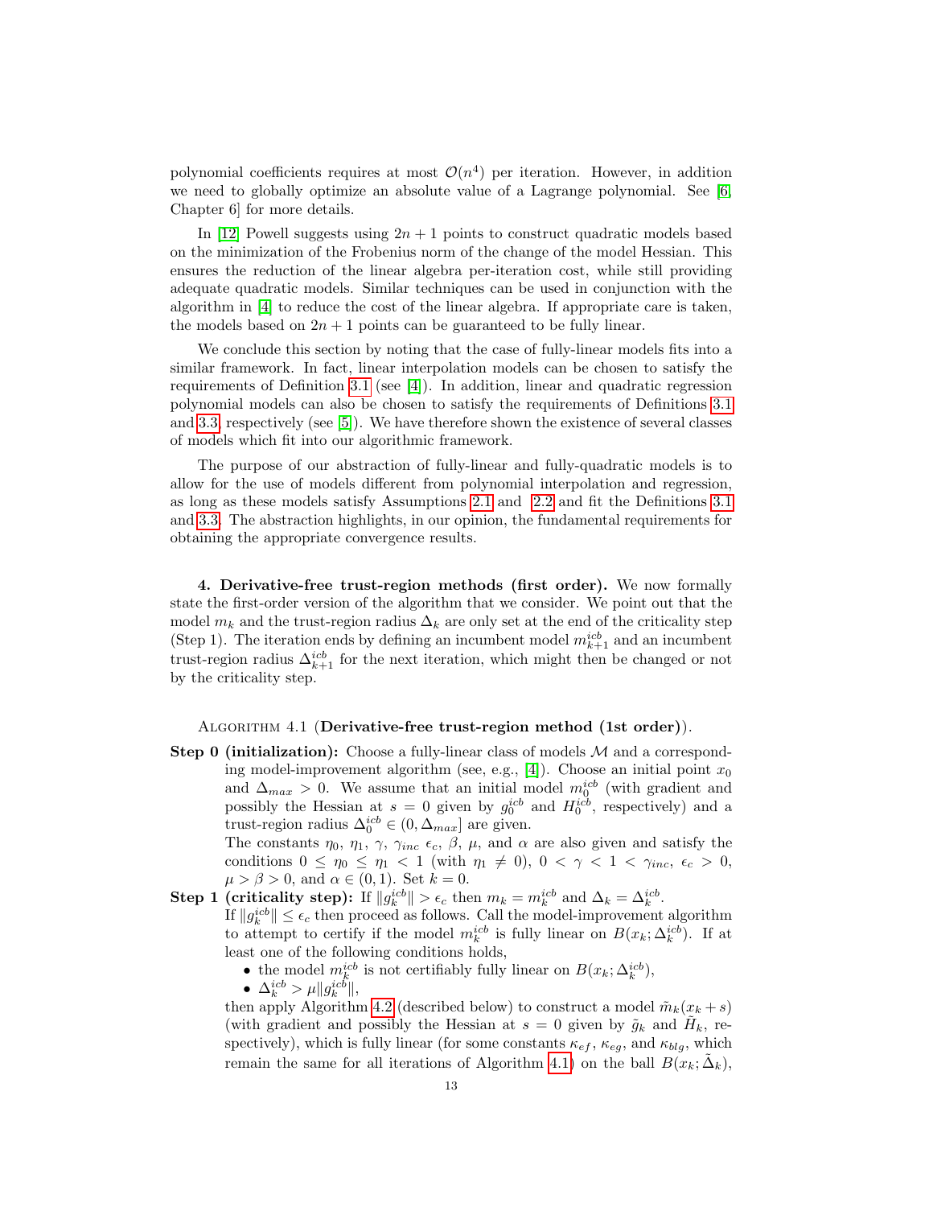polynomial coefficients requires at most $\mathcal{O}(n^4)$ per iteration. However, in addition we need to globally optimize an absolute value of a Lagrange polynomial. See [6, Chapter 6] for more details.

In [12] Powell suggests using $2n+1$ points to construct quadratic models based on the minimization of the Frobenius norm of the change of the model Hessian. This ensures the reduction of the linear algebra per-iteration cost, while still providing adequate quadratic models. Similar techniques can be used in conjunction with the algorithm in [4] to reduce the cost of the linear algebra. If appropriate care is taken, the models based on $2n+1$ points can be guaranteed to be fully linear.

We conclude this section by noting that the case of fully-linear models fits into a similar framework. In fact, linear interpolation models can be chosen to satisfy the requirements of Definition 3.1 (see [4]). In addition, linear and quadratic regression polynomial models can also be chosen to satisfy the requirements of Definitions 3.1 and 3.3, respectively (see [5]). We have therefore shown the existence of several classes of models which fit into our algorithmic framework.

The purpose of our abstraction of fully-linear and fully-quadratic models is to allow for the use of models different from polynomial interpolation and regression, as long as these models satisfy Assumptions 2.1 and 2.2 and fit the Definitions 3.1 and 3.3. The abstraction highlights, in our opinion, the fundamental requirements for obtaining the appropriate convergence results.

## 4. Derivative-free trust-region methods (first order).

We now formally state the first-order version of the algorithm that we consider. We point out that the model $m_k$ and the trust-region radius $\Delta_k$ are only set at the end of the criticality step (Step 1). The iteration ends by defining an incumbent model $m_{k+1}^{icb}$ and an incumbent trust-region radius $\Delta_{k+1}^{icb}$ for the next iteration, which might then be changed or not by the criticality step.

Algorithm 4.1 (**Derivative-free trust-region method (1st order)**).

**Step 0 (initialization):** Choose a fully-linear class of models $\mathcal{M}$ and a corresponding model-improvement algorithm (see, e.g., [4]). Choose an initial point $x_0$ and $\Delta_{max} > 0$. We assume that an initial model $m_0^{icb}$ (with gradient and possibly the Hessian at $s = 0$ given by $g_0^{icb}$ and $H_0^{icb}$, respectively) and a trust-region radius $\Delta_0^{icb} \in (0, \Delta_{max}]$ are given.
The constants $\eta_0$, $\eta_1$, $\gamma$, $\gamma_{inc}$ $\epsilon_c$, $\beta$, $\mu$, and $\alpha$ are also given and satisfy the conditions $0 \leq \eta_0 \leq \eta_1 < 1$ (with $\eta_1 \neq 0$), $0 < \gamma < 1 < \gamma_{inc}$, $\epsilon_c > 0$, $\mu > \beta > 0$, and $\alpha \in (0, 1)$. Set $k = 0$.

**Step 1 (criticality step):** If $\|g_k^{icb}\| > \epsilon_c$ then $m_k = m_k^{icb}$ and $\Delta_k = \Delta_k^{icb}$.
If $\|g_k^{icb}\| \leq \epsilon_c$ then proceed as follows. Call the model-improvement algorithm to attempt to certify if the model $m_k^{icb}$ is fully linear on $B(x_k; \Delta_k^{icb})$. If at least one of the following conditions holds,

- the model $m_k^{icb}$ is not certifiably fully linear on $B(x_k; \Delta_k^{icb})$,
- $\Delta_k^{icb} > \mu \|g_k^{icb}\|$,

then apply Algorithm 4.2 (described below) to construct a model $\tilde{m}_k(x_k + s)$ (with gradient and possibly the Hessian at $s = 0$ given by $\tilde{g}_k$ and $\tilde{H}_k$, respectively), which is fully linear (for some constants $\kappa_{ef}$, $\kappa_{eg}$, and $\kappa_{blg}$, which remain the same for all iterations of Algorithm 4.1) on the ball $B(x_k; \tilde{\Delta}_k)$,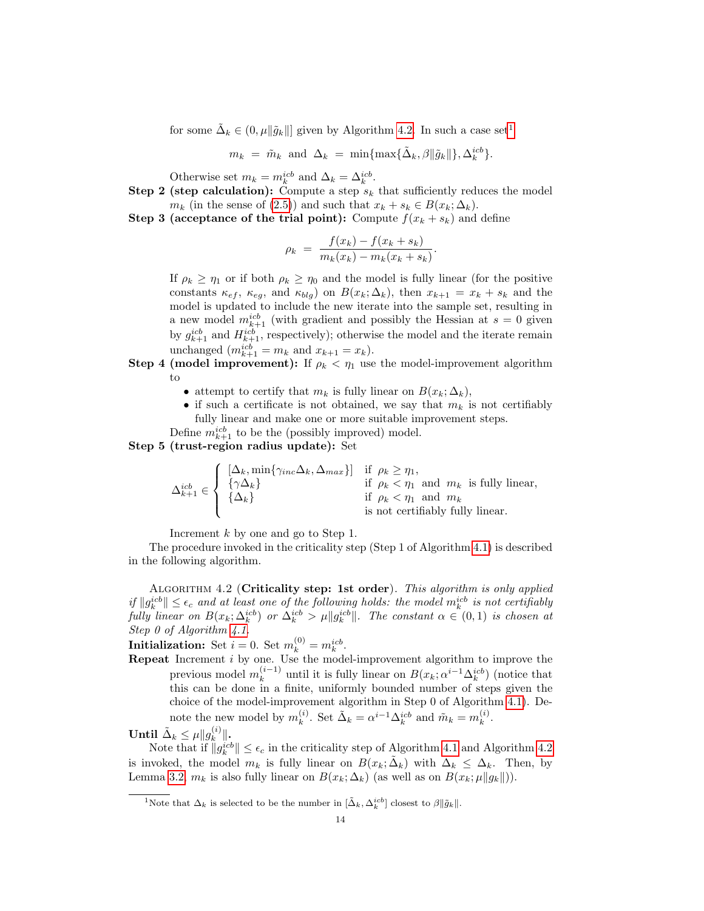for some $\tilde{\Delta}_k \in (0, \mu\|\tilde{g}_k\|]$ given by Algorithm 4.2. In such a case set[1]

$$m_k \;=\; \tilde{m}_k \;\text{ and }\; \Delta_k \;=\; \min\{\max\{\tilde{\Delta}_k, \beta\|\tilde{g}_k\|\}, \Delta_k^{icb}\}.$$

Otherwise set $m_k = m_k^{icb}$ and $\Delta_k = \Delta_k^{icb}$.

**Step 2 (step calculation):** Compute a step $s_k$ that sufficiently reduces the model $m_k$ (in the sense of (2.5)) and such that $x_k + s_k \in B(x_k; \Delta_k)$.

**Step 3 (acceptance of the trial point):** Compute $f(x_k + s_k)$ and define

$$\rho_k \;=\; \frac{f(x_k) - f(x_k + s_k)}{m_k(x_k) - m_k(x_k + s_k)}.$$

If $\rho_k \geq \eta_1$ or if both $\rho_k \geq \eta_0$ and the model is fully linear (for the positive constants $\kappa_{ef}$, $\kappa_{eg}$, and $\kappa_{blg}$) on $B(x_k; \Delta_k)$, then $x_{k+1} = x_k + s_k$ and the model is updated to include the new iterate into the sample set, resulting in a new model $m_{k+1}^{icb}$ (with gradient and possibly the Hessian at $s = 0$ given by $g_{k+1}^{icb}$ and $H_{k+1}^{icb}$, respectively); otherwise the model and the iterate remain unchanged ($m_{k+1}^{icb} = m_k$ and $x_{k+1} = x_k$).

**Step 4 (model improvement):** If $\rho_k < \eta_1$ use the model-improvement algorithm to

- attempt to certify that $m_k$ is fully linear on $B(x_k; \Delta_k)$,
- if such a certificate is not obtained, we say that $m_k$ is not certifiably fully linear and make one or more suitable improvement steps.

Define $m_{k+1}^{icb}$ to be the (possibly improved) model.

**Step 5 (trust-region radius update):** Set

$$\Delta_{k+1}^{icb} \in \begin{cases} [\Delta_k, \min\{\gamma_{inc}\Delta_k, \Delta_{max}\}] & \text{if } \rho_k \geq \eta_1, \\ \{\gamma\Delta_k\} & \text{if } \rho_k < \eta_1 \text{ and } m_k \text{ is fully linear}, \\ \{\Delta_k\} & \text{if } \rho_k < \eta_1 \text{ and } m_k \\ & \text{is not certifiably fully linear.} \end{cases}$$

Increment $k$ by one and go to Step 1.

The procedure invoked in the criticality step (Step 1 of Algorithm 4.1) is described in the following algorithm.

ALGORITHM 4.2 (**Criticality step: 1st order**). *This algorithm is only applied if $\|g_k^{icb}\| \leq \epsilon_c$ and at least one of the following holds: the model $m_k^{icb}$ is not certifiably fully linear on $B(x_k; \Delta_k^{icb})$ or $\Delta_k^{icb} > \mu\|g_k^{icb}\|$. The constant $\alpha \in (0, 1)$ is chosen at Step 0 of Algorithm 4.1.*

**Initialization:** Set $i = 0$. Set $m_k^{(0)} = m_k^{icb}$.

**Repeat** Increment $i$ by one. Use the model-improvement algorithm to improve the previous model $m_k^{(i-1)}$ until it is fully linear on $B(x_k; \alpha^{i-1}\Delta_k^{icb})$ (notice that this can be done in a finite, uniformly bounded number of steps given the choice of the model-improvement algorithm in Step 0 of Algorithm 4.1). Denote the new model by $m_k^{(i)}$. Set $\tilde{\Delta}_k = \alpha^{i-1}\Delta_k^{icb}$ and $\tilde{m}_k = m_k^{(i)}$.

**Until** $\tilde{\Delta}_k \leq \mu\|g_k^{(i)}\|$.

Note that if $\|g_k^{icb}\| \leq \epsilon_c$ in the criticality step of Algorithm 4.1 and Algorithm 4.2 is invoked, the model $m_k$ is fully linear on $B(x_k; \tilde{\Delta}_k)$ with $\tilde{\Delta}_k \leq \Delta_k$. Then, by Lemma 3.2, $m_k$ is also fully linear on $B(x_k; \Delta_k)$ (as well as on $B(x_k; \mu\|g_k\|)$).

---

[1] Note that $\Delta_k$ is selected to be the number in $[\tilde{\Delta}_k, \Delta_k^{icb}]$ closest to $\beta\|\tilde{g}_k\|$.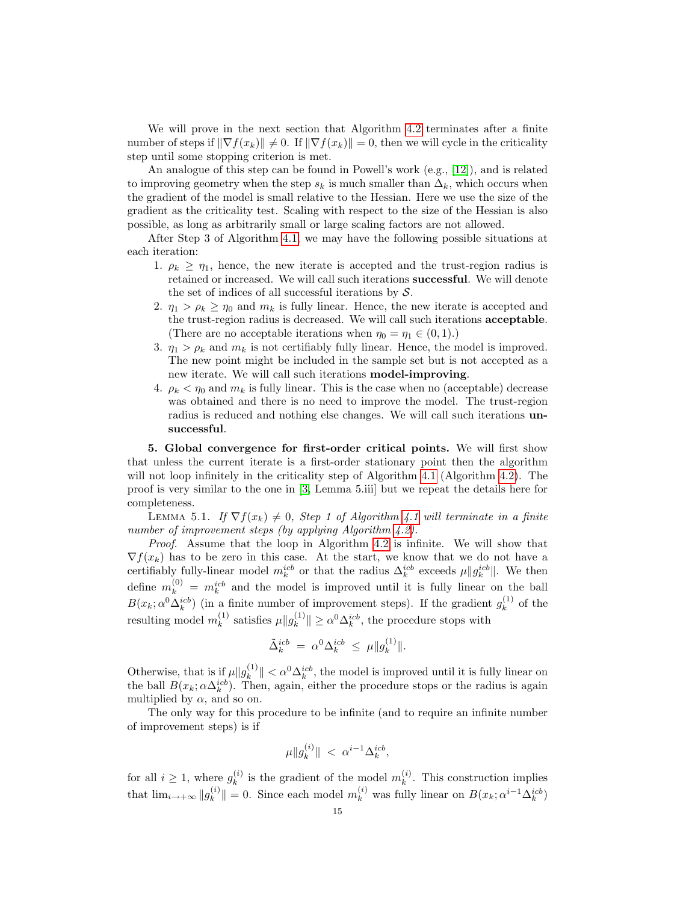We will prove in the next section that Algorithm 4.2 terminates after a finite number of steps if $\|\nabla f(x_k)\| \neq 0$. If $\|\nabla f(x_k)\| = 0$, then we will cycle in the criticality step until some stopping criterion is met.

An analogue of this step can be found in Powell's work (e.g., [12]), and is related to improving geometry when the step $s_k$ is much smaller than $\Delta_k$, which occurs when the gradient of the model is small relative to the Hessian. Here we use the size of the gradient as the criticality test. Scaling with respect to the size of the Hessian is also possible, as long as arbitrarily small or large scaling factors are not allowed.

After Step 3 of Algorithm 4.1, we may have the following possible situations at each iteration:

1. $\rho_k \geq \eta_1$, hence, the new iterate is accepted and the trust-region radius is retained or increased. We will call such iterations **successful**. We will denote the set of indices of all successful iterations by $\mathcal{S}$.
2. $\eta_1 > \rho_k \geq \eta_0$ and $m_k$ is fully linear. Hence, the new iterate is accepted and the trust-region radius is decreased. We will call such iterations **acceptable**. (There are no acceptable iterations when $\eta_0 = \eta_1 \in (0,1)$.)
3. $\eta_1 > \rho_k$ and $m_k$ is not certifiably fully linear. Hence, the model is improved. The new point might be included in the sample set but is not accepted as a new iterate. We will call such iterations **model-improving**.
4. $\rho_k < \eta_0$ and $m_k$ is fully linear. This is the case when no (acceptable) decrease was obtained and there is no need to improve the model. The trust-region radius is reduced and nothing else changes. We will call such iterations **unsuccessful**.

**5. Global convergence for first-order critical points.** We will first show that unless the current iterate is a first-order stationary point then the algorithm will not loop infinitely in the criticality step of Algorithm 4.1 (Algorithm 4.2). The proof is very similar to the one in [3, Lemma 5.iii] but we repeat the details here for completeness.

Lemma 5.1. *If $\nabla f(x_k) \neq 0$, Step 1 of Algorithm 4.1 will terminate in a finite number of improvement steps (by applying Algorithm 4.2).*

*Proof.* Assume that the loop in Algorithm 4.2 is infinite. We will show that $\nabla f(x_k)$ has to be zero in this case. At the start, we know that we do not have a certifiably fully-linear model $m_k^{icb}$ or that the radius $\Delta_k^{icb}$ exceeds $\mu\|g_k^{icb}\|$. We then define $m_k^{(0)} = m_k^{icb}$ and the model is improved until it is fully linear on the ball $B(x_k;\alpha^0\Delta_k^{icb})$ (in a finite number of improvement steps). If the gradient $g_k^{(1)}$ of the resulting model $m_k^{(1)}$ satisfies $\mu\|g_k^{(1)}\| \geq \alpha^0\Delta_k^{icb}$, the procedure stops with

$$\tilde{\Delta}_k^{icb} \;=\; \alpha^0\Delta_k^{icb} \;\leq\; \mu\|g_k^{(1)}\|.$$

Otherwise, that is if $\mu\|g_k^{(1)}\| < \alpha^0\Delta_k^{icb}$, the model is improved until it is fully linear on the ball $B(x_k;\alpha\Delta_k^{icb})$. Then, again, either the procedure stops or the radius is again multiplied by $\alpha$, and so on.

The only way for this procedure to be infinite (and to require an infinite number of improvement steps) is if

$$\mu\|g_k^{(i)}\| \;<\; \alpha^{i-1}\Delta_k^{icb},$$

for all $i \geq 1$, where $g_k^{(i)}$ is the gradient of the model $m_k^{(i)}$. This construction implies that $\lim_{i\to+\infty}\|g_k^{(i)}\| = 0$. Since each model $m_k^{(i)}$ was fully linear on $B(x_k;\alpha^{i-1}\Delta_k^{icb})$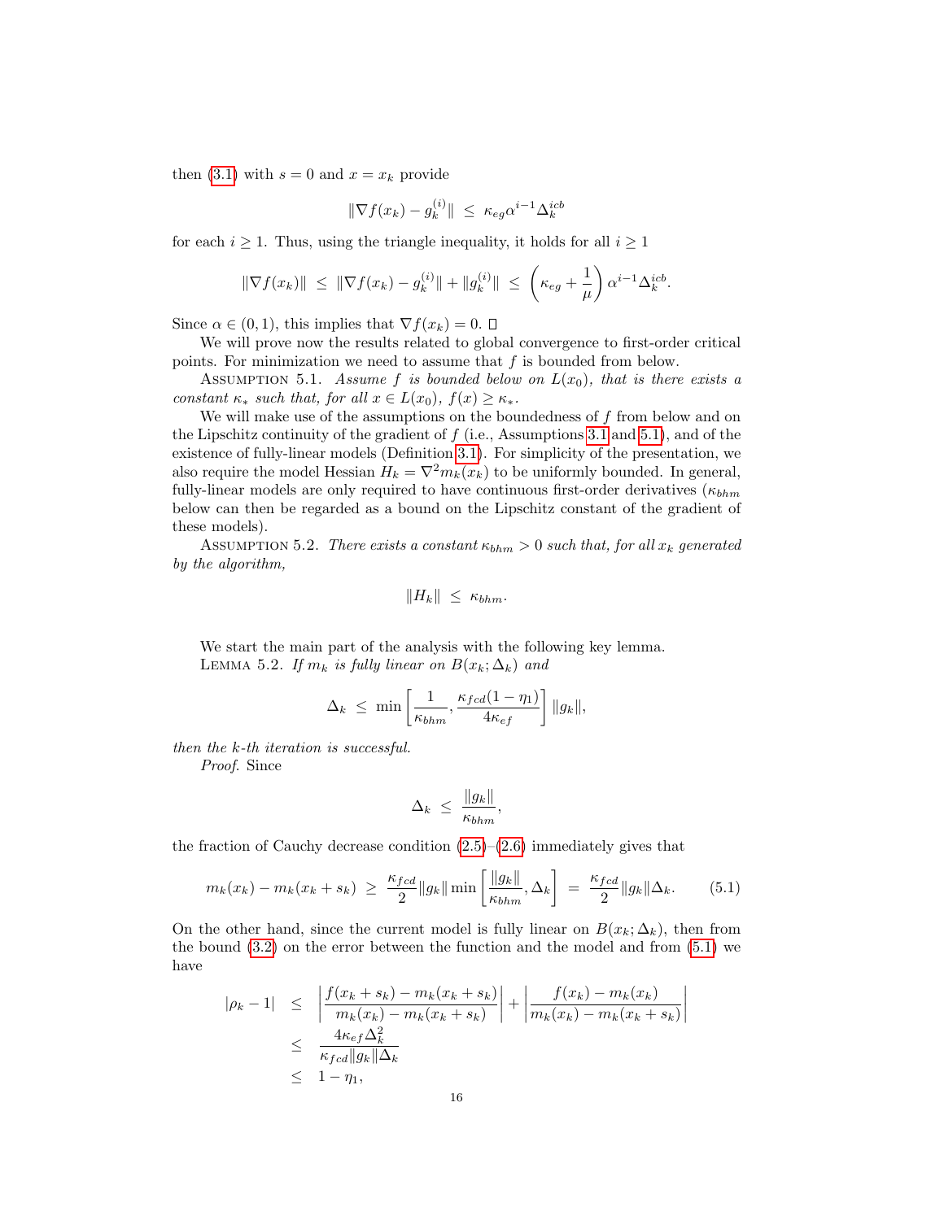then (3.1) with $s = 0$ and $x = x_k$ provide

$$\|\nabla f(x_k) - g_k^{(i)}\| \;\leq\; \kappa_{eg} \alpha^{i-1} \Delta_k^{icb}$$

for each $i \geq 1$. Thus, using the triangle inequality, it holds for all $i \geq 1$

$$\|\nabla f(x_k)\| \;\leq\; \|\nabla f(x_k) - g_k^{(i)}\| + \|g_k^{(i)}\| \;\leq\; \left(\kappa_{eg} + \frac{1}{\mu}\right) \alpha^{i-1} \Delta_k^{icb}.$$

Since $\alpha \in (0, 1)$, this implies that $\nabla f(x_k) = 0$. ☐

We will prove now the results related to global convergence to first-order critical points. For minimization we need to assume that $f$ is bounded from below.

Assumption 5.1. *Assume $f$ is bounded below on $L(x_0)$, that is there exists a constant $\kappa_*$ such that, for all $x \in L(x_0)$, $f(x) \geq \kappa_*$.*

We will make use of the assumptions on the boundedness of $f$ from below and on the Lipschitz continuity of the gradient of $f$ (i.e., Assumptions 3.1 and 5.1), and of the existence of fully-linear models (Definition 3.1). For simplicity of the presentation, we also require the model Hessian $H_k = \nabla^2 m_k(x_k)$ to be uniformly bounded. In general, fully-linear models are only required to have continuous first-order derivatives ($\kappa_{bhm}$ below can then be regarded as a bound on the Lipschitz constant of the gradient of these models).

Assumption 5.2. *There exists a constant $\kappa_{bhm} > 0$ such that, for all $x_k$ generated by the algorithm,*

$$\|H_k\| \;\leq\; \kappa_{bhm}.$$

We start the main part of the analysis with the following key lemma.

Lemma 5.2. *If $m_k$ is fully linear on $B(x_k; \Delta_k)$ and*

$$\Delta_k \;\leq\; \min\left[\frac{1}{\kappa_{bhm}}, \frac{\kappa_{fcd}(1-\eta_1)}{4\kappa_{ef}}\right] \|g_k\|,$$

*then the $k$-th iteration is successful.*

*Proof.* Since

$$\Delta_k \;\leq\; \frac{\|g_k\|}{\kappa_{bhm}},$$

the fraction of Cauchy decrease condition (2.5)–(2.6) immediately gives that

$$m_k(x_k) - m_k(x_k + s_k) \;\geq\; \frac{\kappa_{fcd}}{2} \|g_k\| \min\left[\frac{\|g_k\|}{\kappa_{bhm}}, \Delta_k\right] \;=\; \frac{\kappa_{fcd}}{2} \|g_k\| \Delta_k. \tag{5.1}$$

On the other hand, since the current model is fully linear on $B(x_k; \Delta_k)$, then from the bound (3.2) on the error between the function and the model and from (5.1) we have

$$\begin{aligned}
|\rho_k - 1| \;&\leq\; \left|\frac{f(x_k + s_k) - m_k(x_k + s_k)}{m_k(x_k) - m_k(x_k + s_k)}\right| + \left|\frac{f(x_k) - m_k(x_k)}{m_k(x_k) - m_k(x_k + s_k)}\right| \\
&\leq\; \frac{4\kappa_{ef}\Delta_k^2}{\kappa_{fcd}\|g_k\|\Delta_k} \\
&\leq\; 1 - \eta_1,
\end{aligned}$$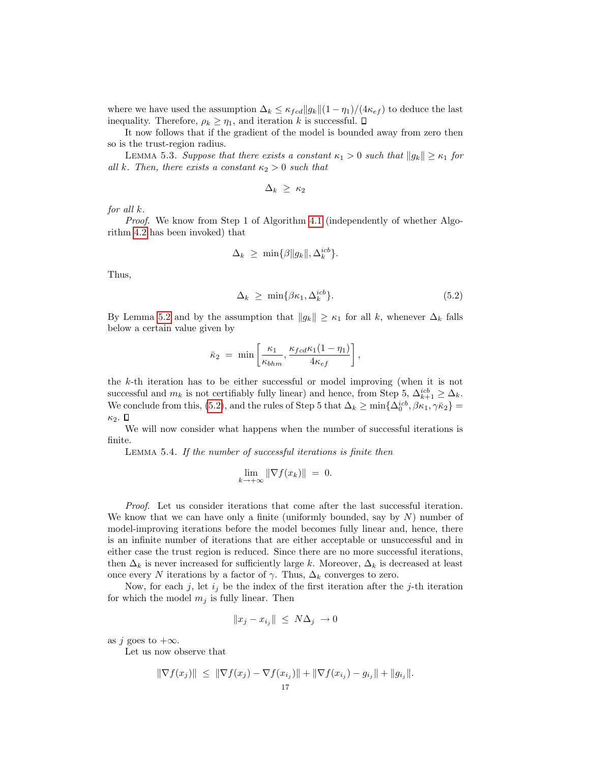where we have used the assumption $\Delta_k \le \kappa_{fcd}\|g_k\|(1-\eta_1)/(4\kappa_{ef})$ to deduce the last inequality. Therefore, $\rho_k \ge \eta_1$, and iteration $k$ is successful. ☐

It now follows that if the gradient of the model is bounded away from zero then so is the trust-region radius.

Lemma 5.3. *Suppose that there exists a constant $\kappa_1 > 0$ such that $\|g_k\| \ge \kappa_1$ for all $k$. Then, there exists a constant $\kappa_2 > 0$ such that*

$$\Delta_k \;\ge\; \kappa_2$$

*for all $k$.*

*Proof.* We know from Step 1 of Algorithm 4.1 (independently of whether Algorithm 4.2 has been invoked) that

$$\Delta_k \;\ge\; \min\{\beta\|g_k\|, \Delta_k^{icb}\}.$$

Thus,

$$\Delta_k \;\ge\; \min\{\beta\kappa_1, \Delta_k^{icb}\}. \tag{5.2}$$

By Lemma 5.2 and by the assumption that $\|g_k\| \ge \kappa_1$ for all $k$, whenever $\Delta_k$ falls below a certain value given by

$$\bar{\kappa}_2 \;=\; \min\left[\frac{\kappa_1}{\kappa_{bhm}}, \frac{\kappa_{fcd}\kappa_1(1-\eta_1)}{4\kappa_{ef}}\right],$$

the $k$-th iteration has to be either successful or model improving (when it is not successful and $m_k$ is not certifiably fully linear) and hence, from Step 5, $\Delta_{k+1}^{icb} \ge \Delta_k$. We conclude from this, (5.2), and the rules of Step 5 that $\Delta_k \ge \min\{\Delta_0^{icb}, \beta\kappa_1, \gamma\bar{\kappa}_2\} = \kappa_2$. ☐

We will now consider what happens when the number of successful iterations is finite.

Lemma 5.4. *If the number of successful iterations is finite then*

$$\lim_{k\to+\infty} \|\nabla f(x_k)\| \;=\; 0.$$

*Proof.* Let us consider iterations that come after the last successful iteration. We know that we can have only a finite (uniformly bounded, say by $N$) number of model-improving iterations before the model becomes fully linear and, hence, there is an infinite number of iterations that are either acceptable or unsuccessful and in either case the trust region is reduced. Since there are no more successful iterations, then $\Delta_k$ is never increased for sufficiently large $k$. Moreover, $\Delta_k$ is decreased at least once every $N$ iterations by a factor of $\gamma$. Thus, $\Delta_k$ converges to zero.

Now, for each $j$, let $i_j$ be the index of the first iteration after the $j$-th iteration for which the model $m_j$ is fully linear. Then

$$\|x_j - x_{i_j}\| \;\le\; N\Delta_j \;\to 0$$

as $j$ goes to $+\infty$.

Let us now observe that

$$\|\nabla f(x_j)\| \;\le\; \|\nabla f(x_j) - \nabla f(x_{i_j})\| + \|\nabla f(x_{i_j}) - g_{i_j}\| + \|g_{i_j}\|.$$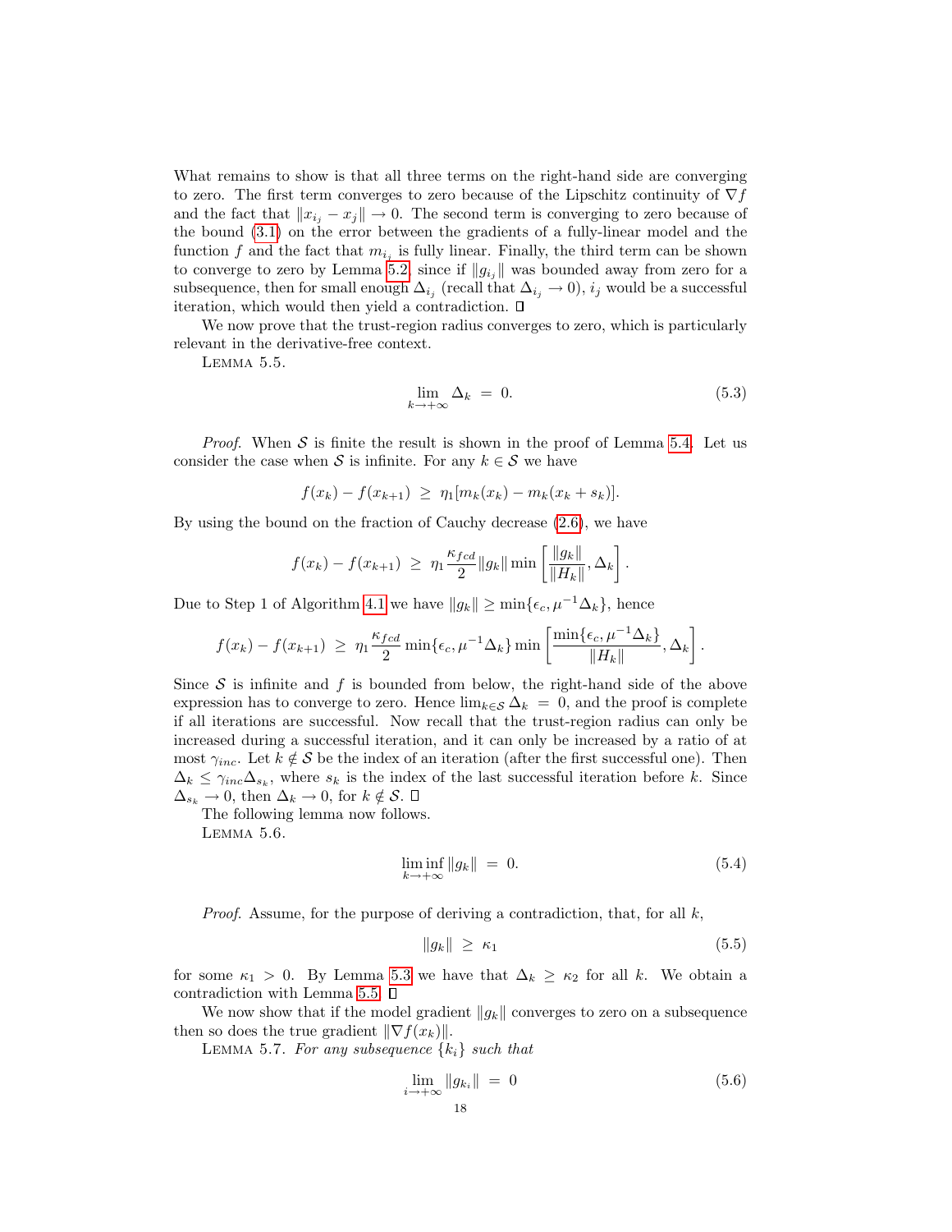What remains to show is that all three terms on the right-hand side are converging to zero. The first term converges to zero because of the Lipschitz continuity of $\nabla f$ and the fact that $\|x_{i_j} - x_j\| \to 0$. The second term is converging to zero because of the bound (3.1) on the error between the gradients of a fully-linear model and the function $f$ and the fact that $m_{i_j}$ is fully linear. Finally, the third term can be shown to converge to zero by Lemma 5.2, since if $\|g_{i_j}\|$ was bounded away from zero for a subsequence, then for small enough $\Delta_{i_j}$ (recall that $\Delta_{i_j} \to 0$), $i_j$ would be a successful iteration, which would then yield a contradiction. □

We now prove that the trust-region radius converges to zero, which is particularly relevant in the derivative-free context.

LEMMA 5.5.

$$\lim_{k \to +\infty} \Delta_k \;=\; 0. \tag{5.3}$$

*Proof.* When $\mathcal{S}$ is finite the result is shown in the proof of Lemma 5.4. Let us consider the case when $\mathcal{S}$ is infinite. For any $k \in \mathcal{S}$ we have

$$f(x_k) - f(x_{k+1}) \;\geq\; \eta_1[m_k(x_k) - m_k(x_k + s_k)].$$

By using the bound on the fraction of Cauchy decrease (2.6), we have

$$f(x_k) - f(x_{k+1}) \;\geq\; \eta_1 \frac{\kappa_{fcd}}{2} \|g_k\| \min\left[\frac{\|g_k\|}{\|H_k\|}, \Delta_k\right].$$

Due to Step 1 of Algorithm 4.1 we have $\|g_k\| \geq \min\{\epsilon_c, \mu^{-1}\Delta_k\}$, hence

$$f(x_k) - f(x_{k+1}) \;\geq\; \eta_1 \frac{\kappa_{fcd}}{2} \min\{\epsilon_c, \mu^{-1}\Delta_k\} \min\left[\frac{\min\{\epsilon_c, \mu^{-1}\Delta_k\}}{\|H_k\|}, \Delta_k\right].$$

Since $\mathcal{S}$ is infinite and $f$ is bounded from below, the right-hand side of the above expression has to converge to zero. Hence $\lim_{k \in \mathcal{S}} \Delta_k = 0$, and the proof is complete if all iterations are successful. Now recall that the trust-region radius can only be increased during a successful iteration, and it can only be increased by a ratio of at most $\gamma_{inc}$. Let $k \notin \mathcal{S}$ be the index of an iteration (after the first successful one). Then $\Delta_k \leq \gamma_{inc} \Delta_{s_k}$, where $s_k$ is the index of the last successful iteration before $k$. Since $\Delta_{s_k} \to 0$, then $\Delta_k \to 0$, for $k \notin \mathcal{S}$. □

The following lemma now follows.

LEMMA 5.6.

$$\liminf_{k \to +\infty} \|g_k\| \;=\; 0. \tag{5.4}$$

*Proof.* Assume, for the purpose of deriving a contradiction, that, for all $k$,

$$\|g_k\| \;\geq\; \kappa_1 \tag{5.5}$$

for some $\kappa_1 > 0$. By Lemma 5.3 we have that $\Delta_k \geq \kappa_2$ for all $k$. We obtain a contradiction with Lemma 5.5. □

We now show that if the model gradient $\|g_k\|$ converges to zero on a subsequence then so does the true gradient $\|\nabla f(x_k)\|$.

LEMMA 5.7. *For any subsequence $\{k_i\}$ such that*

$$\lim_{i \to +\infty} \|g_{k_i}\| \;=\; 0 \tag{5.6}$$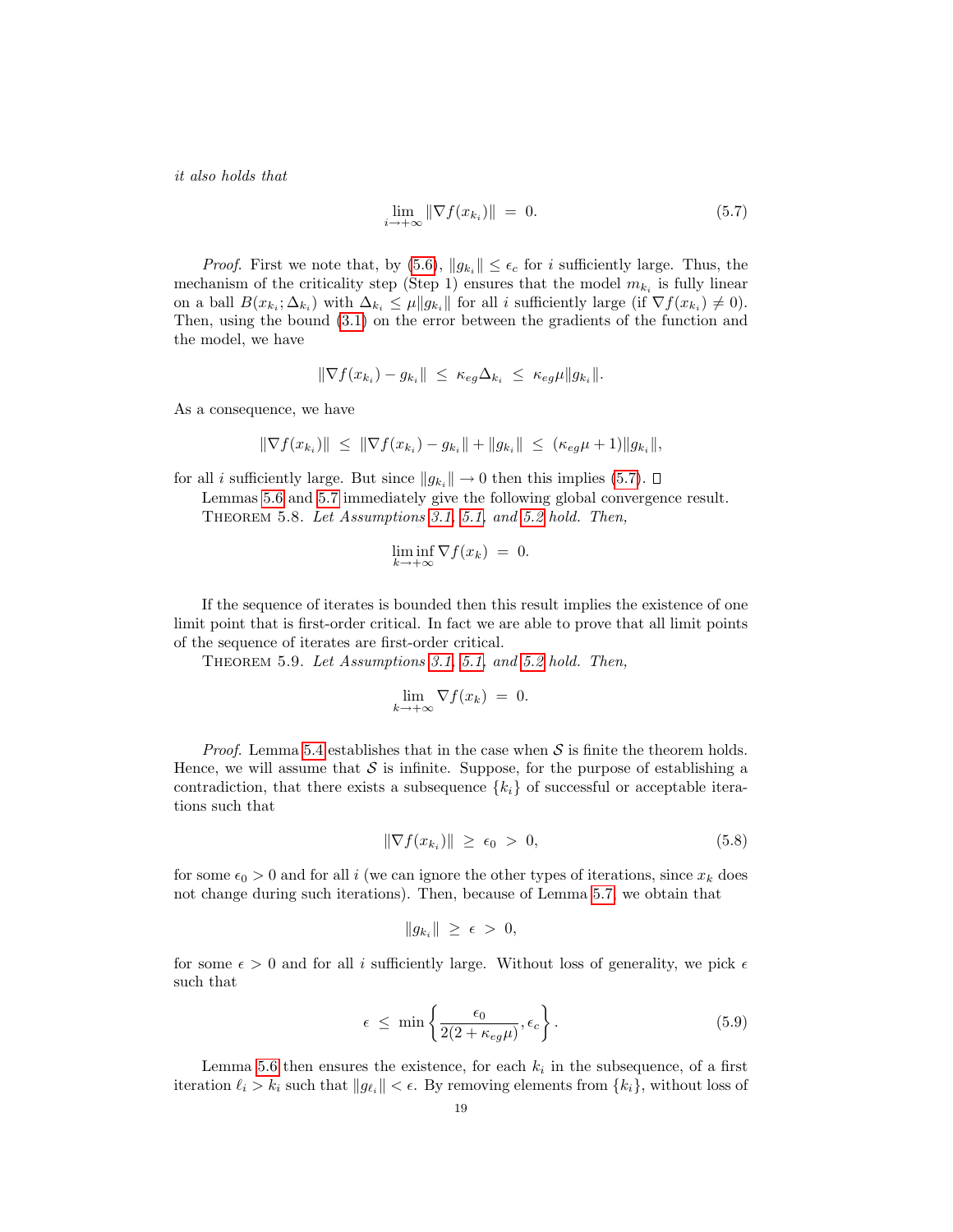*it also holds that*

$$\lim_{i \to +\infty} \|\nabla f(x_{k_i})\| \;=\; 0. \tag{5.7}$$

*Proof.* First we note that, by (5.6), $\|g_{k_i}\| \le \epsilon_c$ for $i$ sufficiently large. Thus, the mechanism of the criticality step (Step 1) ensures that the model $m_{k_i}$ is fully linear on a ball $B(x_{k_i}; \Delta_{k_i})$ with $\Delta_{k_i} \le \mu \|g_{k_i}\|$ for all $i$ sufficiently large (if $\nabla f(x_{k_i}) \neq 0$). Then, using the bound (3.1) on the error between the gradients of the function and the model, we have

$$\|\nabla f(x_{k_i}) - g_{k_i}\| \;\le\; \kappa_{eg} \Delta_{k_i} \;\le\; \kappa_{eg} \mu \|g_{k_i}\|.$$

As a consequence, we have

$$\|\nabla f(x_{k_i})\| \;\le\; \|\nabla f(x_{k_i}) - g_{k_i}\| + \|g_{k_i}\| \;\le\; (\kappa_{eg}\mu + 1)\|g_{k_i}\|,$$

for all $i$ sufficiently large. But since $\|g_{k_i}\| \to 0$ then this implies (5.7). $\square$

Lemmas 5.6 and 5.7 immediately give the following global convergence result.

Theorem 5.8. *Let Assumptions 3.1, 5.1, and 5.2 hold. Then,*

$$\liminf_{k \to +\infty} \nabla f(x_k) \;=\; 0.$$

If the sequence of iterates is bounded then this result implies the existence of one limit point that is first-order critical. In fact we are able to prove that all limit points of the sequence of iterates are first-order critical.

Theorem 5.9. *Let Assumptions 3.1, 5.1, and 5.2 hold. Then,*

$$\lim_{k \to +\infty} \nabla f(x_k) \;=\; 0.$$

*Proof.* Lemma 5.4 establishes that in the case when $\mathcal{S}$ is finite the theorem holds. Hence, we will assume that $\mathcal{S}$ is infinite. Suppose, for the purpose of establishing a contradiction, that there exists a subsequence $\{k_i\}$ of successful or acceptable iterations such that

$$\|\nabla f(x_{k_i})\| \;\ge\; \epsilon_0 \;>\; 0, \tag{5.8}$$

for some $\epsilon_0 > 0$ and for all $i$ (we can ignore the other types of iterations, since $x_k$ does not change during such iterations). Then, because of Lemma 5.7, we obtain that

$$\|g_{k_i}\| \;\ge\; \epsilon \;>\; 0,$$

for some $\epsilon > 0$ and for all $i$ sufficiently large. Without loss of generality, we pick $\epsilon$ such that

$$\epsilon \;\le\; \min\left\{ \frac{\epsilon_0}{2(2 + \kappa_{eg}\mu)}, \epsilon_c \right\}. \tag{5.9}$$

Lemma 5.6 then ensures the existence, for each $k_i$ in the subsequence, of a first iteration $\ell_i > k_i$ such that $\|g_{\ell_i}\| < \epsilon$. By removing elements from $\{k_i\}$, without loss of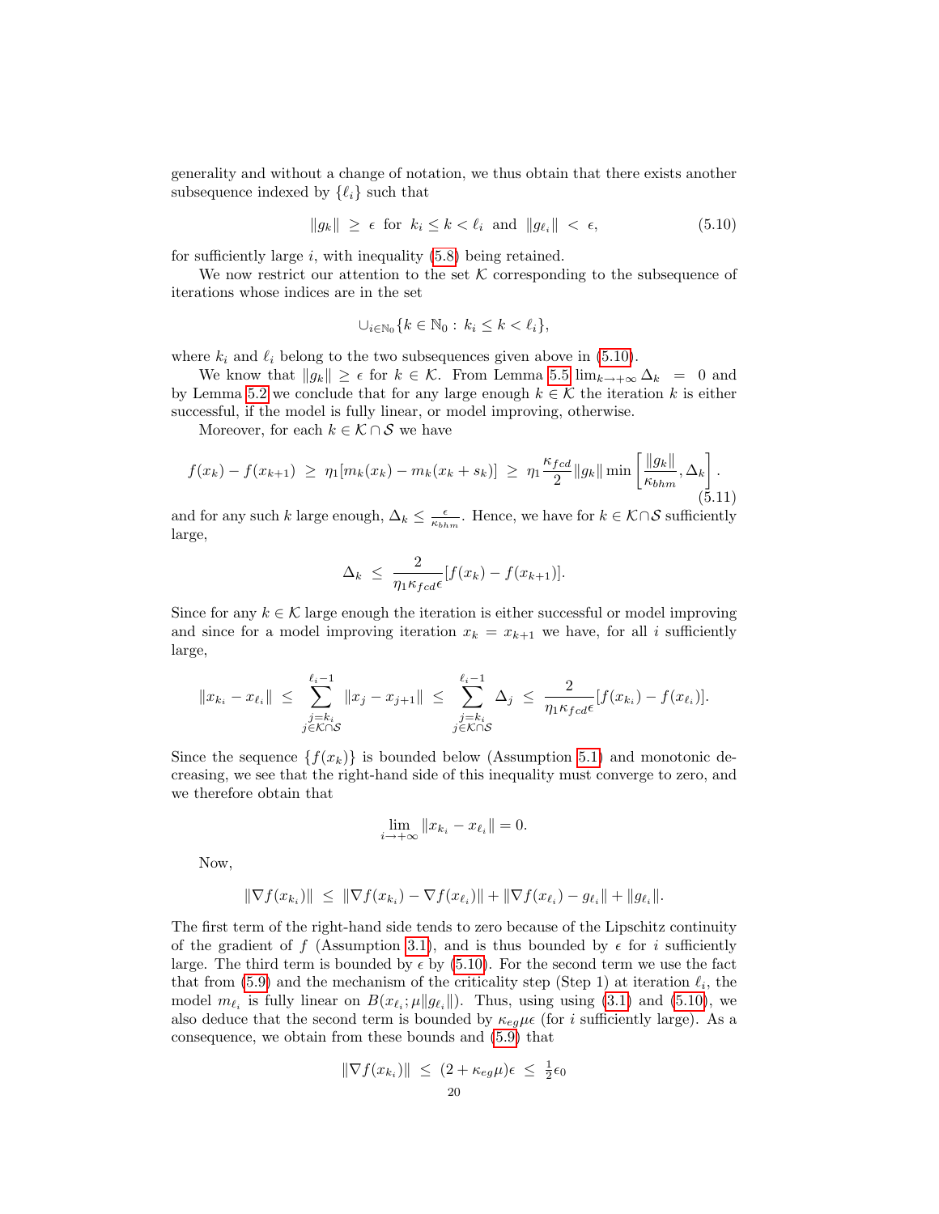generality and without a change of notation, we thus obtain that there exists another subsequence indexed by $\{\ell_i\}$ such that

$$\|g_k\| \;\geq\; \epsilon \;\text{ for }\; k_i \leq k < \ell_i \;\text{ and }\; \|g_{\ell_i}\| \;<\; \epsilon, \tag{5.10}$$

for sufficiently large $i$, with inequality (5.8) being retained.

We now restrict our attention to the set $\mathcal{K}$ corresponding to the subsequence of iterations whose indices are in the set

$$\cup_{i \in \mathbb{N}_0} \{k \in \mathbb{N}_0 : \, k_i \leq k < \ell_i\},$$

where $k_i$ and $\ell_i$ belong to the two subsequences given above in (5.10).

We know that $\|g_k\| \geq \epsilon$ for $k \in \mathcal{K}$. From Lemma 5.5 $\lim_{k \to +\infty} \Delta_k \;=\; 0$ and by Lemma 5.2 we conclude that for any large enough $k \in \mathcal{K}$ the iteration $k$ is either successful, if the model is fully linear, or model improving, otherwise.

Moreover, for each $k \in \mathcal{K} \cap \mathcal{S}$ we have

$$f(x_k) - f(x_{k+1}) \;\geq\; \eta_1[m_k(x_k) - m_k(x_k + s_k)] \;\geq\; \eta_1 \frac{\kappa_{fcd}}{2}\|g_k\| \min\left[\frac{\|g_k\|}{\kappa_{bhm}}, \Delta_k\right]. \tag{5.11}$$

and for any such $k$ large enough, $\Delta_k \leq \frac{\epsilon}{\kappa_{bhm}}$. Hence, we have for $k \in \mathcal{K} \cap \mathcal{S}$ sufficiently large,

$$\Delta_k \;\leq\; \frac{2}{\eta_1 \kappa_{fcd} \epsilon}[f(x_k) - f(x_{k+1})].$$

Since for any $k \in \mathcal{K}$ large enough the iteration is either successful or model improving and since for a model improving iteration $x_k = x_{k+1}$ we have, for all $i$ sufficiently large,

$$\|x_{k_i} - x_{\ell_i}\| \;\leq\; \sum_{\substack{j=k_i \\ j \in \mathcal{K} \cap \mathcal{S}}}^{\ell_i - 1} \|x_j - x_{j+1}\| \;\leq\; \sum_{\substack{j=k_i \\ j \in \mathcal{K} \cap \mathcal{S}}}^{\ell_i - 1} \Delta_j \;\leq\; \frac{2}{\eta_1 \kappa_{fcd} \epsilon}[f(x_{k_i}) - f(x_{\ell_i})].$$

Since the sequence $\{f(x_k)\}$ is bounded below (Assumption 5.1) and monotonic decreasing, we see that the right-hand side of this inequality must converge to zero, and we therefore obtain that

$$\lim_{i \to +\infty} \|x_{k_i} - x_{\ell_i}\| = 0.$$

Now,

$$\|\nabla f(x_{k_i})\| \;\leq\; \|\nabla f(x_{k_i}) - \nabla f(x_{\ell_i})\| + \|\nabla f(x_{\ell_i}) - g_{\ell_i}\| + \|g_{\ell_i}\|.$$

The first term of the right-hand side tends to zero because of the Lipschitz continuity of the gradient of $f$ (Assumption 3.1), and is thus bounded by $\epsilon$ for $i$ sufficiently large. The third term is bounded by $\epsilon$ by (5.10). For the second term we use the fact that from (5.9) and the mechanism of the criticality step (Step 1) at iteration $\ell_i$, the model $m_{\ell_i}$ is fully linear on $B(x_{\ell_i}; \mu\|g_{\ell_i}\|)$. Thus, using using (3.1) and (5.10), we also deduce that the second term is bounded by $\kappa_{eg}\mu\epsilon$ (for $i$ sufficiently large). As a consequence, we obtain from these bounds and (5.9) that

$$\|\nabla f(x_{k_i})\| \;\leq\; (2 + \kappa_{eg}\mu)\epsilon \;\leq\; \tfrac{1}{2}\epsilon_0$$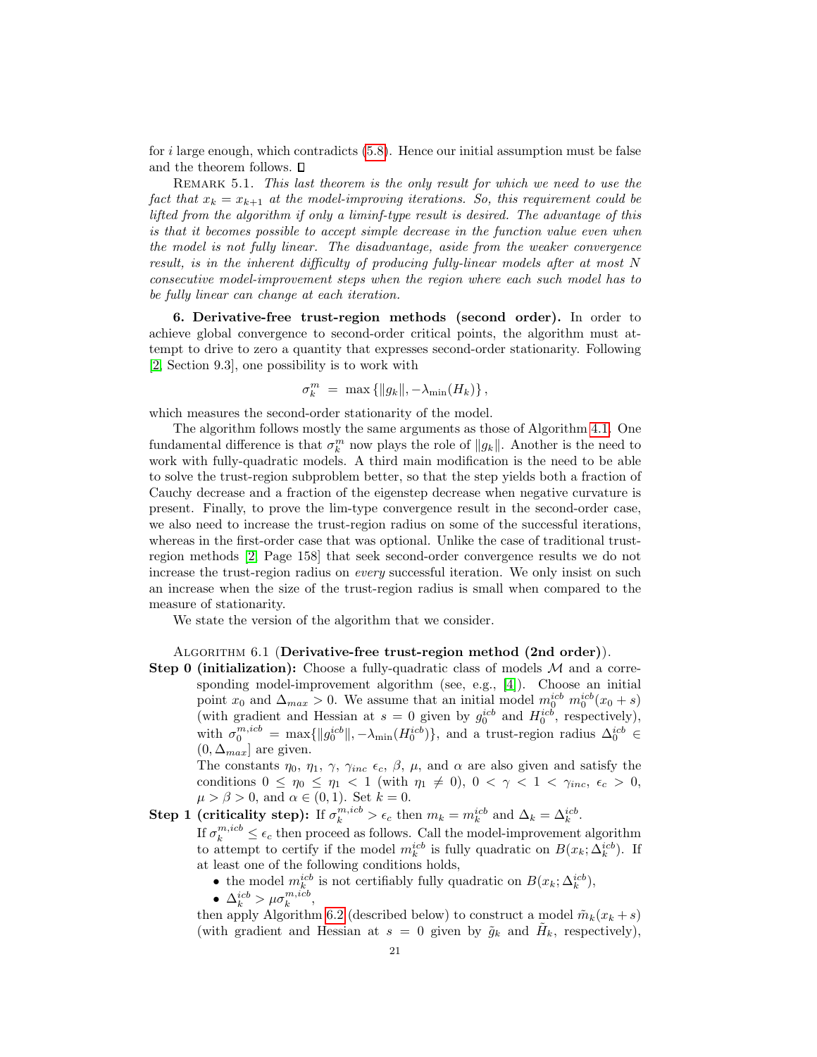for $i$ large enough, which contradicts (5.8). Hence our initial assumption must be false and the theorem follows. □

REMARK 5.1. *This last theorem is the only result for which we need to use the fact that $x_k = x_{k+1}$ at the model-improving iterations. So, this requirement could be lifted from the algorithm if only a liminf-type result is desired. The advantage of this is that it becomes possible to accept simple decrease in the function value even when the model is not fully linear. The disadvantage, aside from the weaker convergence result, is in the inherent difficulty of producing fully-linear models after at most $N$ consecutive model-improvement steps when the region where each such model has to be fully linear can change at each iteration.*

**6. Derivative-free trust-region methods (second order).** In order to achieve global convergence to second-order critical points, the algorithm must attempt to drive to zero a quantity that expresses second-order stationarity. Following [2, Section 9.3], one possibility is to work with

$$\sigma_k^m \;=\; \max\left\{\|g_k\|, -\lambda_{\min}(H_k)\right\},$$

which measures the second-order stationarity of the model.

The algorithm follows mostly the same arguments as those of Algorithm 4.1. One fundamental difference is that $\sigma_k^m$ now plays the role of $\|g_k\|$. Another is the need to work with fully-quadratic models. A third main modification is the need to be able to solve the trust-region subproblem better, so that the step yields both a fraction of Cauchy decrease and a fraction of the eigenstep decrease when negative curvature is present. Finally, to prove the lim-type convergence result in the second-order case, we also need to increase the trust-region radius on some of the successful iterations, whereas in the first-order case that was optional. Unlike the case of traditional trust-region methods [2, Page 158] that seek second-order convergence results we do not increase the trust-region radius on *every* successful iteration. We only insist on such an increase when the size of the trust-region radius is small when compared to the measure of stationarity.

We state the version of the algorithm that we consider.

ALGORITHM 6.1 (**Derivative-free trust-region method (2nd order)**).

**Step 0 (initialization):** Choose a fully-quadratic class of models $\mathcal{M}$ and a corresponding model-improvement algorithm (see, e.g., [4]). Choose an initial point $x_0$ and $\Delta_{max} > 0$. We assume that an initial model $m_0^{icb}$ $m_0^{icb}(x_0 + s)$ (with gradient and Hessian at $s = 0$ given by $g_0^{icb}$ and $H_0^{icb}$, respectively), with $\sigma_0^{m,icb} = \max\{\|g_0^{icb}\|, -\lambda_{\min}(H_0^{icb})\}$, and a trust-region radius $\Delta_0^{icb} \in (0, \Delta_{max}]$ are given.

The constants $\eta_0$, $\eta_1$, $\gamma$, $\gamma_{inc}$ $\epsilon_c$, $\beta$, $\mu$, and $\alpha$ are also given and satisfy the conditions $0 \le \eta_0 \le \eta_1 < 1$ (with $\eta_1 \neq 0$), $0 < \gamma < 1 < \gamma_{inc}$, $\epsilon_c > 0$, $\mu > \beta > 0$, and $\alpha \in (0, 1)$. Set $k = 0$.

**Step 1 (criticality step):** If $\sigma_k^{m,icb} > \epsilon_c$ then $m_k = m_k^{icb}$ and $\Delta_k = \Delta_k^{icb}$.

If $\sigma_k^{m,icb} \le \epsilon_c$ then proceed as follows. Call the model-improvement algorithm to attempt to certify if the model $m_k^{icb}$ is fully quadratic on $B(x_k; \Delta_k^{icb})$. If at least one of the following conditions holds,

- the model $m_k^{icb}$ is not certifiably fully quadratic on $B(x_k; \Delta_k^{icb})$,
- $\Delta_k^{icb} > \mu \sigma_k^{m,icb}$,

then apply Algorithm 6.2 (described below) to construct a model $\tilde{m}_k(x_k + s)$ (with gradient and Hessian at $s = 0$ given by $\tilde{g}_k$ and $\tilde{H}_k$, respectively),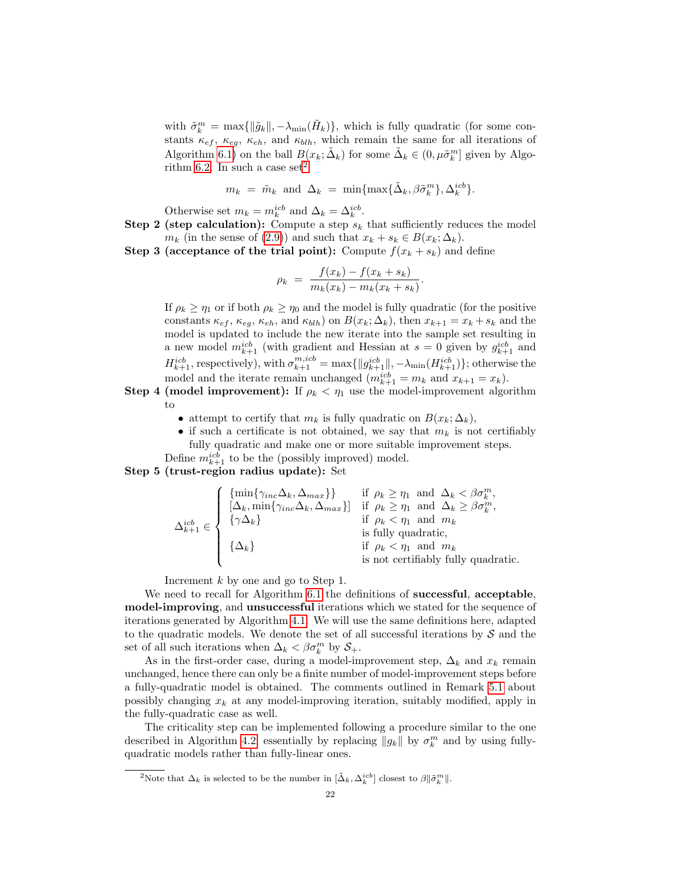with $\tilde{\sigma}_k^m = \max\{\|\tilde{g}_k\|, -\lambda_{\min}(\tilde{H}_k)\}$, which is fully quadratic (for some constants $\kappa_{ef}$, $\kappa_{eg}$, $\kappa_{eh}$, and $\kappa_{blh}$, which remain the same for all iterations of Algorithm 6.1) on the ball $B(x_k; \tilde{\Delta}_k)$ for some $\tilde{\Delta}_k \in (0, \mu\tilde{\sigma}_k^m]$ given by Algorithm 6.2. In such a case set[2]

$$m_k \;=\; \tilde{m}_k \;\text{ and }\; \Delta_k \;=\; \min\{\max\{\tilde{\Delta}_k, \beta\tilde{\sigma}_k^m\}, \Delta_k^{icb}\}.$$

Otherwise set $m_k = m_k^{icb}$ and $\Delta_k = \Delta_k^{icb}$.

**Step 2 (step calculation):** Compute a step $s_k$ that sufficiently reduces the model $m_k$ (in the sense of (2.9)) and such that $x_k + s_k \in B(x_k; \Delta_k)$.

**Step 3 (acceptance of the trial point):** Compute $f(x_k + s_k)$ and define

$$\rho_k \;=\; \frac{f(x_k) - f(x_k + s_k)}{m_k(x_k) - m_k(x_k + s_k)}.$$

If $\rho_k \geq \eta_1$ or if both $\rho_k \geq \eta_0$ and the model is fully quadratic (for the positive constants $\kappa_{ef}$, $\kappa_{eg}$, $\kappa_{eh}$, and $\kappa_{blh}$) on $B(x_k; \Delta_k)$, then $x_{k+1} = x_k + s_k$ and the model is updated to include the new iterate into the sample set resulting in a new model $m_{k+1}^{icb}$ (with gradient and Hessian at $s = 0$ given by $g_{k+1}^{icb}$ and $H_{k+1}^{icb}$, respectively), with $\sigma_{k+1}^{m,icb} = \max\{\|g_{k+1}^{icb}\|, -\lambda_{\min}(H_{k+1}^{icb})\}$; otherwise the model and the iterate remain unchanged ($m_{k+1}^{icb} = m_k$ and $x_{k+1} = x_k$).

**Step 4 (model improvement):** If $\rho_k < \eta_1$ use the model-improvement algorithm to

- attempt to certify that $m_k$ is fully quadratic on $B(x_k; \Delta_k)$,
- if such a certificate is not obtained, we say that $m_k$ is not certifiably fully quadratic and make one or more suitable improvement steps.

Define $m_{k+1}^{icb}$ to be the (possibly improved) model.

**Step 5 (trust-region radius update):** Set

$$\Delta_{k+1}^{icb} \in \begin{cases} \{\min\{\gamma_{inc}\Delta_k, \Delta_{max}\}\} & \text{if } \rho_k \geq \eta_1 \text{ and } \Delta_k < \beta\sigma_k^m, \\ [\Delta_k, \min\{\gamma_{inc}\Delta_k, \Delta_{max}\}] & \text{if } \rho_k \geq \eta_1 \text{ and } \Delta_k \geq \beta\sigma_k^m, \\ \{\gamma\Delta_k\} & \text{if } \rho_k < \eta_1 \text{ and } m_k \\ & \text{is fully quadratic,} \\ \{\Delta_k\} & \text{if } \rho_k < \eta_1 \text{ and } m_k \\ & \text{is not certifiably fully quadratic.} \end{cases}$$

Increment $k$ by one and go to Step 1.

We need to recall for Algorithm 6.1 the definitions of **successful**, **acceptable**, **model-improving**, and **unsuccessful** iterations which we stated for the sequence of iterations generated by Algorithm 4.1. We will use the same definitions here, adapted to the quadratic models. We denote the set of all successful iterations by $\mathcal{S}$ and the set of all such iterations when $\Delta_k < \beta\sigma_k^m$ by $\mathcal{S}_+$.

As in the first-order case, during a model-improvement step, $\Delta_k$ and $x_k$ remain unchanged, hence there can only be a finite number of model-improvement steps before a fully-quadratic model is obtained. The comments outlined in Remark 5.1 about possibly changing $x_k$ at any model-improving iteration, suitably modified, apply in the fully-quadratic case as well.

The criticality step can be implemented following a procedure similar to the one described in Algorithm 4.2, essentially by replacing $\|g_k\|$ by $\sigma_k^m$ and by using fully-quadratic models rather than fully-linear ones.

[2] Note that $\Delta_k$ is selected to be the number in $[\tilde{\Delta}_k, \Delta_k^{icb}]$ closest to $\beta\|\tilde{\sigma}_k^m\|$.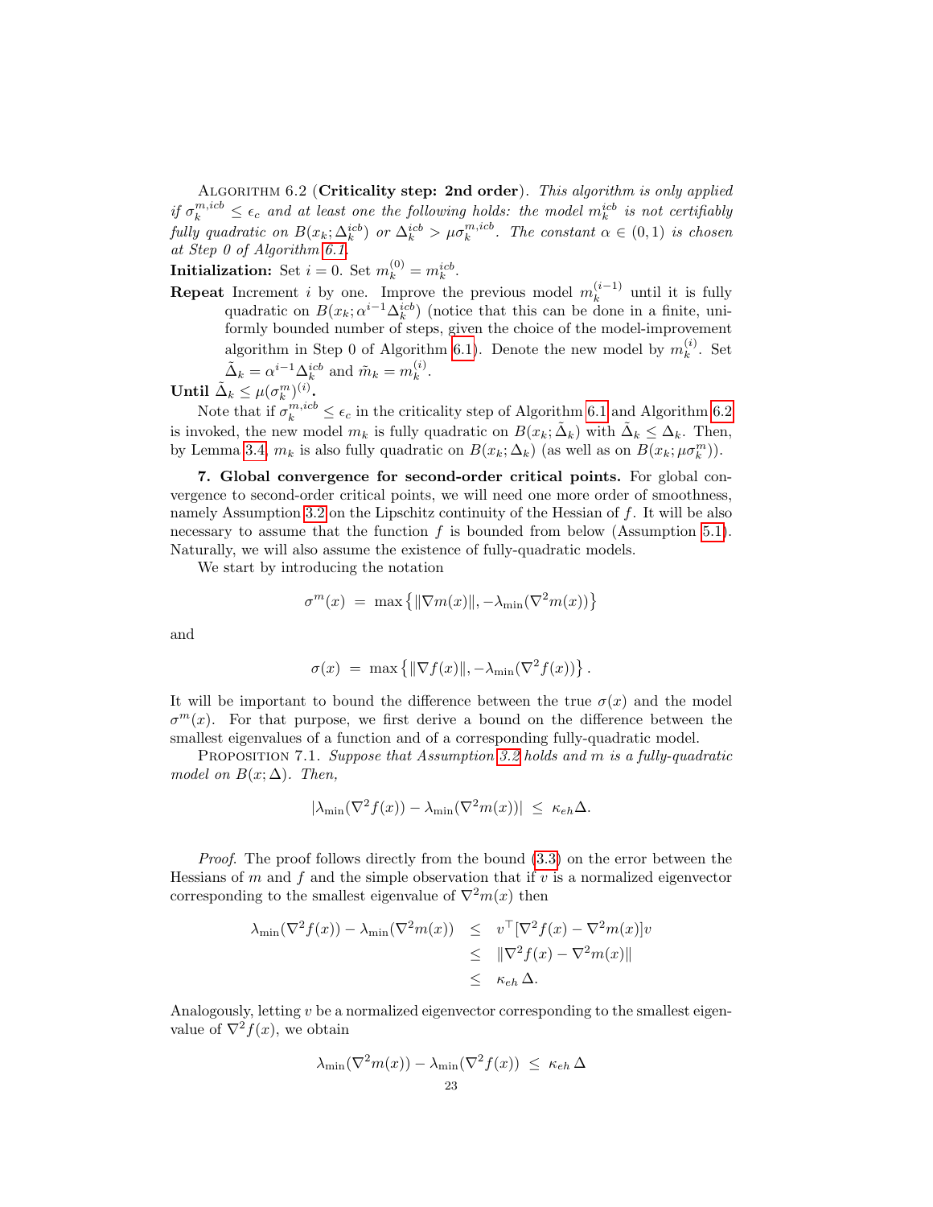ALGORITHM 6.2 (**Criticality step: 2nd order**). *This algorithm is only applied if $\sigma_k^{m,icb} \leq \epsilon_c$ and at least one the following holds: the model $m_k^{icb}$ is not certifiably fully quadratic on $B(x_k; \Delta_k^{icb})$ or $\Delta_k^{icb} > \mu \sigma_k^{m,icb}$. The constant $\alpha \in (0,1)$ is chosen at Step 0 of Algorithm 6.1.*

**Initialization:** Set $i = 0$. Set $m_k^{(0)} = m_k^{icb}$.

**Repeat** Increment $i$ by one. Improve the previous model $m_k^{(i-1)}$ until it is fully quadratic on $B(x_k; \alpha^{i-1}\Delta_k^{icb})$ (notice that this can be done in a finite, uniformly bounded number of steps, given the choice of the model-improvement algorithm in Step 0 of Algorithm 6.1). Denote the new model by $m_k^{(i)}$. Set $\tilde{\Delta}_k = \alpha^{i-1}\Delta_k^{icb}$ and $\tilde{m}_k = m_k^{(i)}$.

**Until** $\tilde{\Delta}_k \leq \mu(\sigma_k^m)^{(i)}$.

Note that if $\sigma_k^{m,icb} \leq \epsilon_c$ in the criticality step of Algorithm 6.1 and Algorithm 6.2 is invoked, the new model $m_k$ is fully quadratic on $B(x_k; \tilde{\Delta}_k)$ with $\tilde{\Delta}_k \leq \Delta_k$. Then, by Lemma 3.4, $m_k$ is also fully quadratic on $B(x_k; \Delta_k)$ (as well as on $B(x_k; \mu\sigma_k^m)$).

## 7. Global convergence for second-order critical points.

For global convergence to second-order critical points, we will need one more order of smoothness, namely Assumption 3.2 on the Lipschitz continuity of the Hessian of $f$. It will be also necessary to assume that the function $f$ is bounded from below (Assumption 5.1). Naturally, we will also assume the existence of fully-quadratic models.

We start by introducing the notation

$$\sigma^m(x) \;=\; \max\left\{\|\nabla m(x)\|, -\lambda_{\min}(\nabla^2 m(x))\right\}$$

and

$$\sigma(x) \;=\; \max\left\{\|\nabla f(x)\|, -\lambda_{\min}(\nabla^2 f(x))\right\}.$$

It will be important to bound the difference between the true $\sigma(x)$ and the model $\sigma^m(x)$. For that purpose, we first derive a bound on the difference between the smallest eigenvalues of a function and of a corresponding fully-quadratic model.

PROPOSITION 7.1. *Suppose that Assumption 3.2 holds and $m$ is a fully-quadratic model on $B(x; \Delta)$. Then,*

$$|\lambda_{\min}(\nabla^2 f(x)) - \lambda_{\min}(\nabla^2 m(x))| \;\leq\; \kappa_{eh}\Delta.$$

*Proof.* The proof follows directly from the bound (3.3) on the error between the Hessians of $m$ and $f$ and the simple observation that if $v$ is a normalized eigenvector corresponding to the smallest eigenvalue of $\nabla^2 m(x)$ then

$$\begin{aligned}
\lambda_{\min}(\nabla^2 f(x)) - \lambda_{\min}(\nabla^2 m(x)) \;&\leq\; v^\top[\nabla^2 f(x) - \nabla^2 m(x)]v \\
&\leq\; \|\nabla^2 f(x) - \nabla^2 m(x)\| \\
&\leq\; \kappa_{eh}\,\Delta.
\end{aligned}$$

Analogously, letting $v$ be a normalized eigenvector corresponding to the smallest eigenvalue of $\nabla^2 f(x)$, we obtain

$$\lambda_{\min}(\nabla^2 m(x)) - \lambda_{\min}(\nabla^2 f(x)) \;\leq\; \kappa_{eh}\,\Delta$$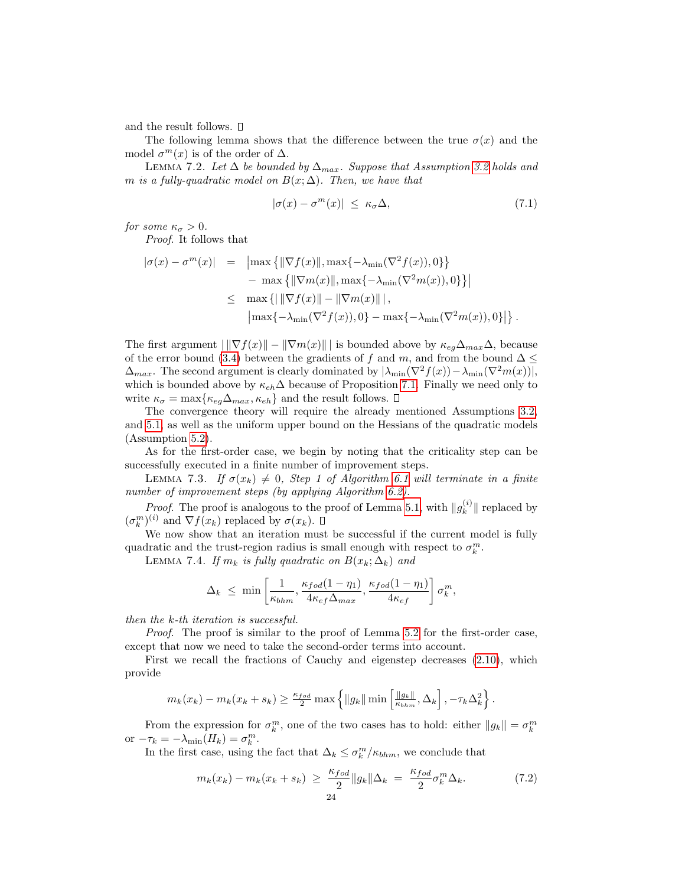and the result follows. □

The following lemma shows that the difference between the true $\sigma(x)$ and the model $\sigma^m(x)$ is of the order of $\Delta$.

LEMMA 7.2. *Let $\Delta$ be bounded by $\Delta_{max}$. Suppose that Assumption 3.2 holds and $m$ is a fully-quadratic model on $B(x;\Delta)$. Then, we have that*

$$|\sigma(x) - \sigma^m(x)| \;\leq\; \kappa_\sigma \Delta, \tag{7.1}$$

*for some $\kappa_\sigma > 0$.*

*Proof.* It follows that

$$\begin{aligned}
|\sigma(x) - \sigma^m(x)| \;&=\; \big|\max\left\{\|\nabla f(x)\|, \max\{-\lambda_{\min}(\nabla^2 f(x)), 0\}\right\} \\
&\quad -\; \max\left\{\|\nabla m(x)\|, \max\{-\lambda_{\min}(\nabla^2 m(x)), 0\}\right\}\big| \\
&\leq\; \max\big\{|\,\|\nabla f(x)\| - \|\nabla m(x)\|\,|, \\
&\quad\quad \big|\max\{-\lambda_{\min}(\nabla^2 f(x)), 0\} - \max\{-\lambda_{\min}(\nabla^2 m(x)), 0\}\big|\big\}.
\end{aligned}$$

The first argument $|\,\|\nabla f(x)\| - \|\nabla m(x)\|\,|$ is bounded above by $\kappa_{eg}\Delta_{max}\Delta$, because of the error bound (3.4) between the gradients of $f$ and $m$, and from the bound $\Delta \leq \Delta_{max}$. The second argument is clearly dominated by $|\lambda_{\min}(\nabla^2 f(x)) - \lambda_{\min}(\nabla^2 m(x))|$, which is bounded above by $\kappa_{eh}\Delta$ because of Proposition 7.1. Finally we need only to write $\kappa_\sigma = \max\{\kappa_{eg}\Delta_{max}, \kappa_{eh}\}$ and the result follows. □

The convergence theory will require the already mentioned Assumptions 3.2, and 5.1, as well as the uniform upper bound on the Hessians of the quadratic models (Assumption 5.2).

As for the first-order case, we begin by noting that the criticality step can be successfully executed in a finite number of improvement steps.

LEMMA 7.3. *If $\sigma(x_k) \neq 0$, Step 1 of Algorithm 6.1 will terminate in a finite number of improvement steps (by applying Algorithm 6.2).*

*Proof.* The proof is analogous to the proof of Lemma 5.1, with $\|g_k^{(i)}\|$ replaced by $(\sigma_k^m)^{(i)}$ and $\nabla f(x_k)$ replaced by $\sigma(x_k)$. □

We now show that an iteration must be successful if the current model is fully quadratic and the trust-region radius is small enough with respect to $\sigma_k^m$.

LEMMA 7.4. *If $m_k$ is fully quadratic on $B(x_k;\Delta_k)$ and*

$$\Delta_k \;\leq\; \min\left[\frac{1}{\kappa_{bhm}}, \frac{\kappa_{fod}(1-\eta_1)}{4\kappa_{ef}\Delta_{max}}, \frac{\kappa_{fod}(1-\eta_1)}{4\kappa_{ef}}\right]\sigma_k^m,$$

*then the $k$-th iteration is successful.*

*Proof.* The proof is similar to the proof of Lemma 5.2 for the first-order case, except that now we need to take the second-order terms into account.

First we recall the fractions of Cauchy and eigenstep decreases (2.10), which provide

$$m_k(x_k) - m_k(x_k + s_k) \geq \tfrac{\kappa_{fod}}{2}\max\left\{\|g_k\|\min\left[\tfrac{\|g_k\|}{\kappa_{bhm}}, \Delta_k\right], -\tau_k\Delta_k^2\right\}.$$

From the expression for $\sigma_k^m$, one of the two cases has to hold: either $\|g_k\| = \sigma_k^m$ or $-\tau_k = -\lambda_{\min}(H_k) = \sigma_k^m$.

In the first case, using the fact that $\Delta_k \leq \sigma_k^m/\kappa_{bhm}$, we conclude that

$$m_k(x_k) - m_k(x_k + s_k) \;\geq\; \frac{\kappa_{fod}}{2}\|g_k\|\Delta_k \;=\; \frac{\kappa_{fod}}{2}\sigma_k^m\Delta_k. \tag{7.2}$$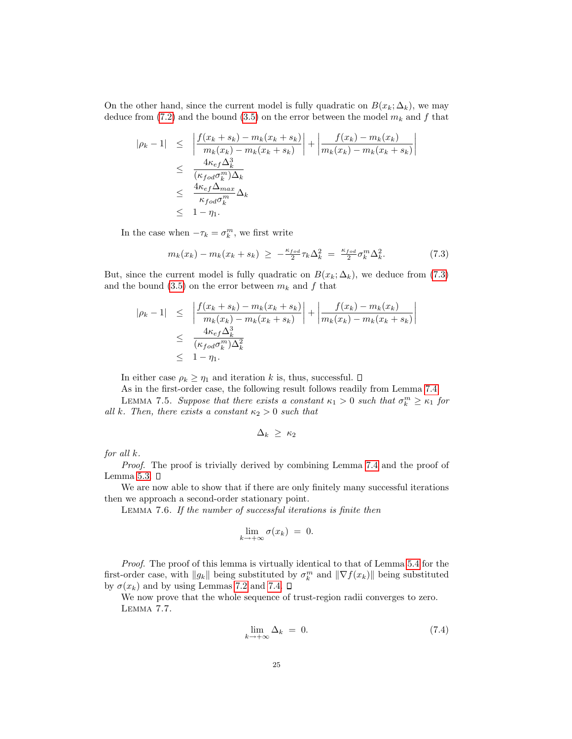On the other hand, since the current model is fully quadratic on $B(x_k;\Delta_k)$, we may deduce from (7.2) and the bound (3.5) on the error between the model $m_k$ and $f$ that

$$
\begin{aligned}
|\rho_k - 1| &\leq \left|\frac{f(x_k+s_k) - m_k(x_k+s_k)}{m_k(x_k) - m_k(x_k+s_k)}\right| + \left|\frac{f(x_k) - m_k(x_k)}{m_k(x_k) - m_k(x_k+s_k)}\right| \\
&\leq \frac{4\kappa_{ef}\Delta_k^3}{(\kappa_{fod}\sigma_k^m)\Delta_k} \\
&\leq \frac{4\kappa_{ef}\Delta_{max}}{\kappa_{fod}\sigma_k^m}\Delta_k \\
&\leq 1 - \eta_1.
\end{aligned}
$$

In the case when $-\tau_k = \sigma_k^m$, we first write

$$
m_k(x_k) - m_k(x_k+s_k) \;\geq\; -\tfrac{\kappa_{fod}}{2}\tau_k\Delta_k^2 \;=\; \tfrac{\kappa_{fod}}{2}\sigma_k^m\Delta_k^2. \tag{7.3}
$$

But, since the current model is fully quadratic on $B(x_k;\Delta_k)$, we deduce from (7.3) and the bound (3.5) on the error between $m_k$ and $f$ that

$$
\begin{aligned}
|\rho_k - 1| &\leq \left|\frac{f(x_k+s_k) - m_k(x_k+s_k)}{m_k(x_k) - m_k(x_k+s_k)}\right| + \left|\frac{f(x_k) - m_k(x_k)}{m_k(x_k) - m_k(x_k+s_k)}\right| \\
&\leq \frac{4\kappa_{ef}\Delta_k^3}{(\kappa_{fod}\sigma_k^m)\Delta_k^2} \\
&\leq 1 - \eta_1.
\end{aligned}
$$

In either case $\rho_k \geq \eta_1$ and iteration $k$ is, thus, successful. □

As in the first-order case, the following result follows readily from Lemma 7.4.

LEMMA 7.5. *Suppose that there exists a constant $\kappa_1 > 0$ such that $\sigma_k^m \geq \kappa_1$ for all $k$. Then, there exists a constant $\kappa_2 > 0$ such that*

$$
\Delta_k \;\geq\; \kappa_2
$$

*for all $k$.*

*Proof*. The proof is trivially derived by combining Lemma 7.4 and the proof of Lemma 5.3. □

We are now able to show that if there are only finitely many successful iterations then we approach a second-order stationary point.

LEMMA 7.6. *If the number of successful iterations is finite then*

$$
\lim_{k\to+\infty} \sigma(x_k) \;=\; 0.
$$

*Proof*. The proof of this lemma is virtually identical to that of Lemma 5.4 for the first-order case, with $\|g_k\|$ being substituted by $\sigma_k^m$ and $\|\nabla f(x_k)\|$ being substituted by $\sigma(x_k)$ and by using Lemmas 7.2 and 7.4. □

We now prove that the whole sequence of trust-region radii converges to zero.

LEMMA 7.7.

$$
\lim_{k\to+\infty} \Delta_k \;=\; 0. \tag{7.4}
$$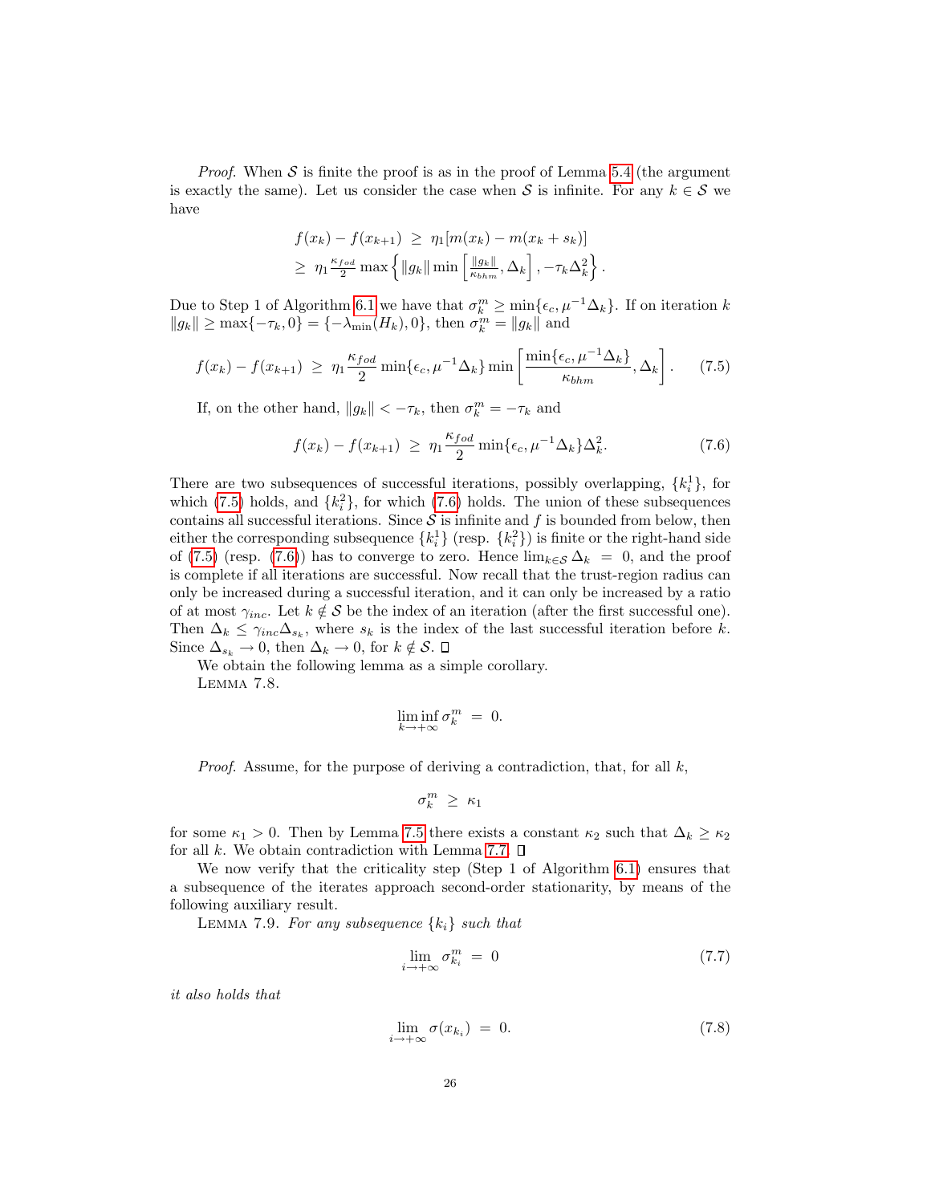*Proof.* When $\mathcal{S}$ is finite the proof is as in the proof of Lemma 5.4 (the argument is exactly the same). Let us consider the case when $\mathcal{S}$ is infinite. For any $k \in \mathcal{S}$ we have

$$
\begin{aligned}
f(x_k) - f(x_{k+1}) \;&\geq\; \eta_1[m(x_k) - m(x_k + s_k)] \\
&\geq\; \eta_1 \tfrac{\kappa_{fod}}{2} \max\left\{ \|g_k\| \min\left[\tfrac{\|g_k\|}{\kappa_{bhm}}, \Delta_k\right], -\tau_k \Delta_k^2 \right\}.
\end{aligned}
$$

Due to Step 1 of Algorithm 6.1 we have that $\sigma_k^m \geq \min\{\epsilon_c, \mu^{-1}\Delta_k\}$. If on iteration $k$ $\|g_k\| \geq \max\{-\tau_k, 0\} = \{-\lambda_{\min}(H_k), 0\}$, then $\sigma_k^m = \|g_k\|$ and

$$
f(x_k) - f(x_{k+1}) \;\geq\; \eta_1 \frac{\kappa_{fod}}{2} \min\{\epsilon_c, \mu^{-1}\Delta_k\} \min\left[\frac{\min\{\epsilon_c, \mu^{-1}\Delta_k\}}{\kappa_{bhm}}, \Delta_k\right]. \tag{7.5}
$$

If, on the other hand, $\|g_k\| < -\tau_k$, then $\sigma_k^m = -\tau_k$ and

$$
f(x_k) - f(x_{k+1}) \;\geq\; \eta_1 \frac{\kappa_{fod}}{2} \min\{\epsilon_c, \mu^{-1}\Delta_k\} \Delta_k^2. \tag{7.6}
$$

There are two subsequences of successful iterations, possibly overlapping, $\{k_i^1\}$, for which (7.5) holds, and $\{k_i^2\}$, for which (7.6) holds. The union of these subsequences contains all successful iterations. Since $\mathcal{S}$ is infinite and $f$ is bounded from below, then either the corresponding subsequence $\{k_i^1\}$ (resp. $\{k_i^2\}$) is finite or the right-hand side of (7.5) (resp. (7.6)) has to converge to zero. Hence $\lim_{k\in\mathcal{S}} \Delta_k \;=\; 0$, and the proof is complete if all iterations are successful. Now recall that the trust-region radius can only be increased during a successful iteration, and it can only be increased by a ratio of at most $\gamma_{inc}$. Let $k \notin \mathcal{S}$ be the index of an iteration (after the first successful one). Then $\Delta_k \leq \gamma_{inc}\Delta_{s_k}$, where $s_k$ is the index of the last successful iteration before $k$. Since $\Delta_{s_k} \to 0$, then $\Delta_k \to 0$, for $k \notin \mathcal{S}$. □

We obtain the following lemma as a simple corollary.

Lemma 7.8.

$$
\liminf_{k\to+\infty} \sigma_k^m \;=\; 0.
$$

*Proof.* Assume, for the purpose of deriving a contradiction, that, for all $k$,

$$
\sigma_k^m \;\geq\; \kappa_1
$$

for some $\kappa_1 > 0$. Then by Lemma 7.5 there exists a constant $\kappa_2$ such that $\Delta_k \geq \kappa_2$ for all $k$. We obtain contradiction with Lemma 7.7. □

We now verify that the criticality step (Step 1 of Algorithm 6.1) ensures that a subsequence of the iterates approach second-order stationarity, by means of the following auxiliary result.

Lemma 7.9. *For any subsequence $\{k_i\}$ such that*

$$
\lim_{i\to+\infty} \sigma_{k_i}^m \;=\; 0 \tag{7.7}
$$

*it also holds that*

$$
\lim_{i\to+\infty} \sigma(x_{k_i}) \;=\; 0. \tag{7.8}
$$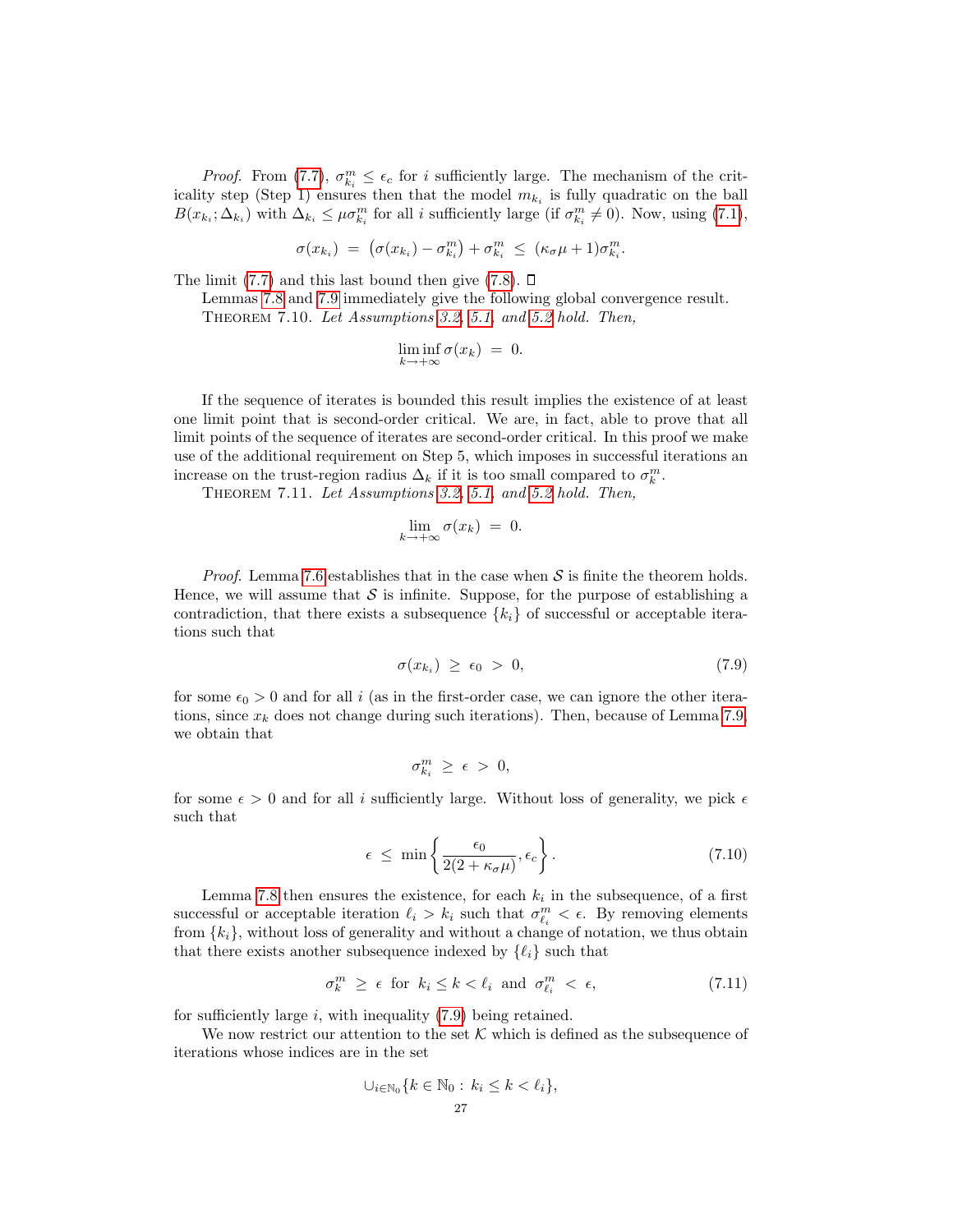*Proof.* From (7.7), $\sigma^m_{k_i} \le \epsilon_c$ for $i$ sufficiently large. The mechanism of the criticality step (Step 1) ensures then that the model $m_{k_i}$ is fully quadratic on the ball $B(x_{k_i};\Delta_{k_i})$ with $\Delta_{k_i} \le \mu\sigma^m_{k_i}$ for all $i$ sufficiently large (if $\sigma^m_{k_i} \neq 0$). Now, using (7.1),

$$\sigma(x_{k_i}) \;=\; \left(\sigma(x_{k_i}) - \sigma^m_{k_i}\right) + \sigma^m_{k_i} \;\le\; (\kappa_\sigma \mu + 1)\sigma^m_{k_i}.$$

The limit (7.7) and this last bound then give (7.8). □

Lemmas 7.8 and 7.9 immediately give the following global convergence result.

THEOREM 7.10. *Let Assumptions 3.2, 5.1, and 5.2 hold. Then,*

$$\liminf_{k\to+\infty} \sigma(x_k) \;=\; 0.$$

If the sequence of iterates is bounded this result implies the existence of at least one limit point that is second-order critical. We are, in fact, able to prove that all limit points of the sequence of iterates are second-order critical. In this proof we make use of the additional requirement on Step 5, which imposes in successful iterations an increase on the trust-region radius $\Delta_k$ if it is too small compared to $\sigma^m_k$.

THEOREM 7.11. *Let Assumptions 3.2, 5.1, and 5.2 hold. Then,*

$$\lim_{k\to+\infty} \sigma(x_k) \;=\; 0.$$

*Proof.* Lemma 7.6 establishes that in the case when $\mathcal{S}$ is finite the theorem holds. Hence, we will assume that $\mathcal{S}$ is infinite. Suppose, for the purpose of establishing a contradiction, that there exists a subsequence $\{k_i\}$ of successful or acceptable iterations such that

$$\sigma(x_{k_i}) \;\ge\; \epsilon_0 \;>\; 0, \tag{7.9}$$

for some $\epsilon_0 > 0$ and for all $i$ (as in the first-order case, we can ignore the other iterations, since $x_k$ does not change during such iterations). Then, because of Lemma 7.9, we obtain that

$$\sigma^m_{k_i} \;\ge\; \epsilon \;>\; 0,$$

for some $\epsilon > 0$ and for all $i$ sufficiently large. Without loss of generality, we pick $\epsilon$ such that

$$\epsilon \;\le\; \min\left\{ \frac{\epsilon_0}{2(2+\kappa_\sigma \mu)}, \epsilon_c \right\}. \tag{7.10}$$

Lemma 7.8 then ensures the existence, for each $k_i$ in the subsequence, of a first successful or acceptable iteration $\ell_i > k_i$ such that $\sigma^m_{\ell_i} < \epsilon$. By removing elements from $\{k_i\}$, without loss of generality and without a change of notation, we thus obtain that there exists another subsequence indexed by $\{\ell_i\}$ such that

$$\sigma^m_k \;\ge\; \epsilon \;\text{ for }\; k_i \le k < \ell_i \;\text{ and }\; \sigma^m_{\ell_i} \;<\; \epsilon, \tag{7.11}$$

for sufficiently large $i$, with inequality (7.9) being retained.

We now restrict our attention to the set $\mathcal{K}$ which is defined as the subsequence of iterations whose indices are in the set

$$\cup_{i\in\mathbb{N}_0}\{k \in \mathbb{N}_0 : \, k_i \le k < \ell_i\},$$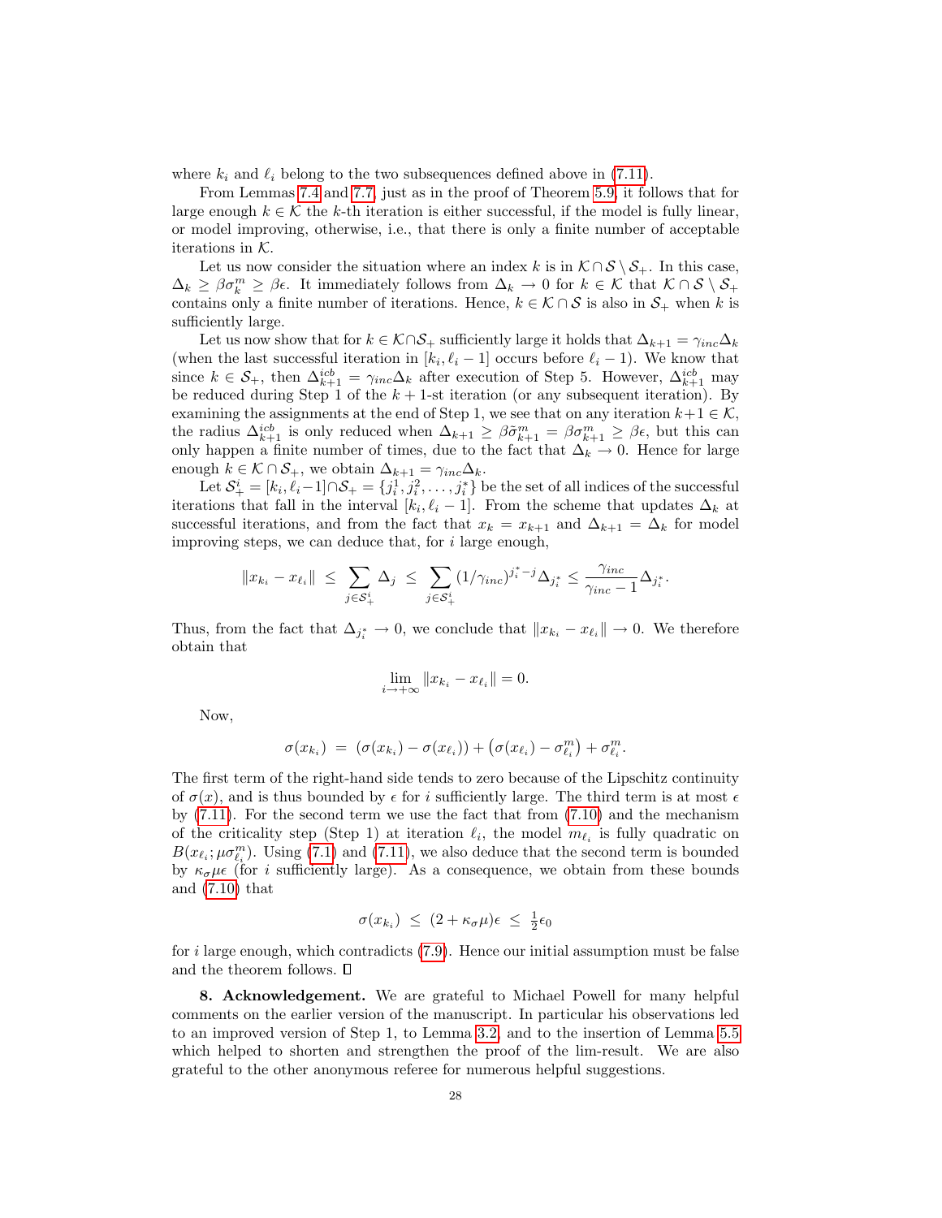where $k_i$ and $\ell_i$ belong to the two subsequences defined above in (7.11).

From Lemmas 7.4 and 7.7, just as in the proof of Theorem 5.9, it follows that for large enough $k \in \mathcal{K}$ the $k$-th iteration is either successful, if the model is fully linear, or model improving, otherwise, i.e., that there is only a finite number of acceptable iterations in $\mathcal{K}$.

Let us now consider the situation where an index $k$ is in $\mathcal{K} \cap \mathcal{S} \setminus \mathcal{S}_+$. In this case, $\Delta_k \geq \beta \sigma_k^m \geq \beta \epsilon$. It immediately follows from $\Delta_k \to 0$ for $k \in \mathcal{K}$ that $\mathcal{K} \cap \mathcal{S} \setminus \mathcal{S}_+$ contains only a finite number of iterations. Hence, $k \in \mathcal{K} \cap \mathcal{S}$ is also in $\mathcal{S}_+$ when $k$ is sufficiently large.

Let us now show that for $k \in \mathcal{K} \cap \mathcal{S}_+$ sufficiently large it holds that $\Delta_{k+1} = \gamma_{inc} \Delta_k$ (when the last successful iteration in $[k_i, \ell_i - 1]$ occurs before $\ell_i - 1$). We know that since $k \in \mathcal{S}_+$, then $\Delta_{k+1}^{icb} = \gamma_{inc} \Delta_k$ after execution of Step 5. However, $\Delta_{k+1}^{icb}$ may be reduced during Step 1 of the $k+1$-st iteration (or any subsequent iteration). By examining the assignments at the end of Step 1, we see that on any iteration $k+1 \in \mathcal{K}$, the radius $\Delta_{k+1}^{icb}$ is only reduced when $\Delta_{k+1} \geq \beta \tilde{\sigma}_{k+1}^m = \beta \sigma_{k+1}^m \geq \beta \epsilon$, but this can only happen a finite number of times, due to the fact that $\Delta_k \to 0$. Hence for large enough $k \in \mathcal{K} \cap \mathcal{S}_+$, we obtain $\Delta_{k+1} = \gamma_{inc} \Delta_k$.

Let $\mathcal{S}_+^i = [k_i, \ell_i - 1] \cap \mathcal{S}_+ = \{j_i^1, j_i^2, \ldots, j_i^*\}$ be the set of all indices of the successful iterations that fall in the interval $[k_i, \ell_i - 1]$. From the scheme that updates $\Delta_k$ at successful iterations, and from the fact that $x_k = x_{k+1}$ and $\Delta_{k+1} = \Delta_k$ for model improving steps, we can deduce that, for $i$ large enough,

$$\|x_{k_i} - x_{\ell_i}\| \;\leq\; \sum_{j \in \mathcal{S}_+^i} \Delta_j \;\leq\; \sum_{j \in \mathcal{S}_+^i} (1/\gamma_{inc})^{j_i^* - j} \Delta_{j_i^*} \leq \frac{\gamma_{inc}}{\gamma_{inc} - 1} \Delta_{j_i^*}.$$

Thus, from the fact that $\Delta_{j_i^*} \to 0$, we conclude that $\|x_{k_i} - x_{\ell_i}\| \to 0$. We therefore obtain that

$$\lim_{i \to +\infty} \|x_{k_i} - x_{\ell_i}\| = 0.$$

Now,

$$\sigma(x_{k_i}) \;=\; (\sigma(x_{k_i}) - \sigma(x_{\ell_i})) + \left(\sigma(x_{\ell_i}) - \sigma_{\ell_i}^m\right) + \sigma_{\ell_i}^m.$$

The first term of the right-hand side tends to zero because of the Lipschitz continuity of $\sigma(x)$, and is thus bounded by $\epsilon$ for $i$ sufficiently large. The third term is at most $\epsilon$ by (7.11). For the second term we use the fact that from (7.10) and the mechanism of the criticality step (Step 1) at iteration $\ell_i$, the model $m_{\ell_i}$ is fully quadratic on $B(x_{\ell_i}; \mu \sigma_{\ell_i}^m)$. Using (7.1) and (7.11), we also deduce that the second term is bounded by $\kappa_\sigma \mu \epsilon$ (for $i$ sufficiently large). As a consequence, we obtain from these bounds and (7.10) that

$$\sigma(x_{k_i}) \;\leq\; (2 + \kappa_\sigma \mu)\epsilon \;\leq\; \tfrac{1}{2}\epsilon_0$$

for $i$ large enough, which contradicts (7.9). Hence our initial assumption must be false and the theorem follows. $\square$

**8. Acknowledgement.** We are grateful to Michael Powell for many helpful comments on the earlier version of the manuscript. In particular his observations led to an improved version of Step 1, to Lemma 3.2, and to the insertion of Lemma 5.5 which helped to shorten and strengthen the proof of the lim-result. We are also grateful to the other anonymous referee for numerous helpful suggestions.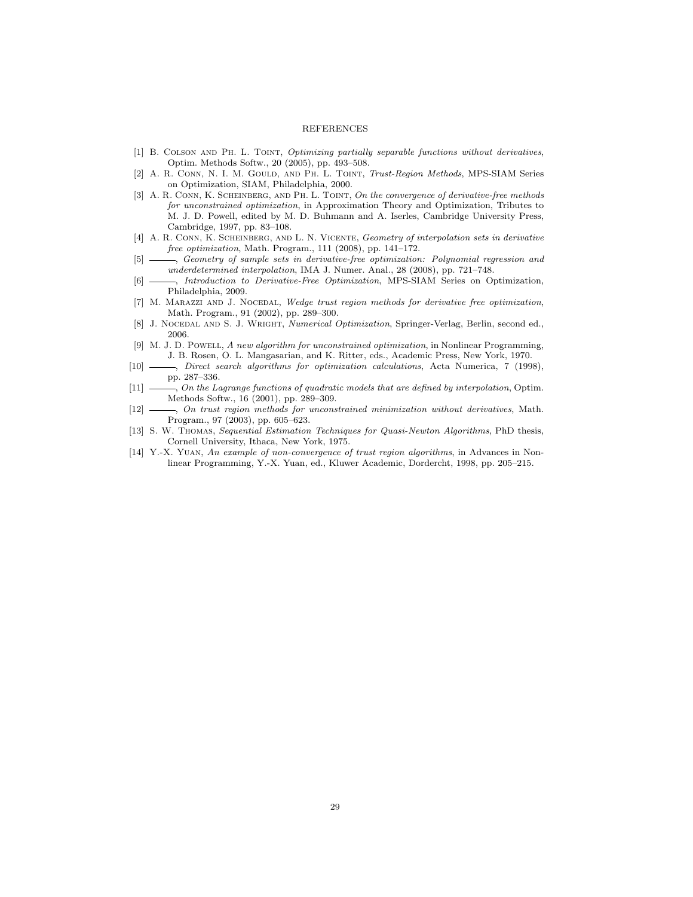## REFERENCES

[1] B. Colson and Ph. L. Toint, *Optimizing partially separable functions without derivatives*, Optim. Methods Softw., 20 (2005), pp. 493–508.

[2] A. R. Conn, N. I. M. Gould, and Ph. L. Toint, *Trust-Region Methods*, MPS-SIAM Series on Optimization, SIAM, Philadelphia, 2000.

[3] A. R. Conn, K. Scheinberg, and Ph. L. Toint, *On the convergence of derivative-free methods for unconstrained optimization*, in Approximation Theory and Optimization, Tributes to M. J. D. Powell, edited by M. D. Buhmann and A. Iserles, Cambridge University Press, Cambridge, 1997, pp. 83–108.

[4] A. R. Conn, K. Scheinberg, and L. N. Vicente, *Geometry of interpolation sets in derivative free optimization*, Math. Program., 111 (2008), pp. 141–172.

[5] ———, *Geometry of sample sets in derivative-free optimization: Polynomial regression and underdetermined interpolation*, IMA J. Numer. Anal., 28 (2008), pp. 721–748.

[6] ———, *Introduction to Derivative-Free Optimization*, MPS-SIAM Series on Optimization, Philadelphia, 2009.

[7] M. Marazzi and J. Nocedal, *Wedge trust region methods for derivative free optimization*, Math. Program., 91 (2002), pp. 289–300.

[8] J. Nocedal and S. J. Wright, *Numerical Optimization*, Springer-Verlag, Berlin, second ed., 2006.

[9] M. J. D. Powell, *A new algorithm for unconstrained optimization*, in Nonlinear Programming, J. B. Rosen, O. L. Mangasarian, and K. Ritter, eds., Academic Press, New York, 1970.

[10] ———, *Direct search algorithms for optimization calculations*, Acta Numerica, 7 (1998), pp. 287–336.

[11] ———, *On the Lagrange functions of quadratic models that are defined by interpolation*, Optim. Methods Softw., 16 (2001), pp. 289–309.

[12] ———, *On trust region methods for unconstrained minimization without derivatives*, Math. Program., 97 (2003), pp. 605–623.

[13] S. W. Thomas, *Sequential Estimation Techniques for Quasi-Newton Algorithms*, PhD thesis, Cornell University, Ithaca, New York, 1975.

[14] Y.-X. Yuan, *An example of non-convergence of trust region algorithms*, in Advances in Nonlinear Programming, Y.-X. Yuan, ed., Kluwer Academic, Dordercht, 1998, pp. 205–215.